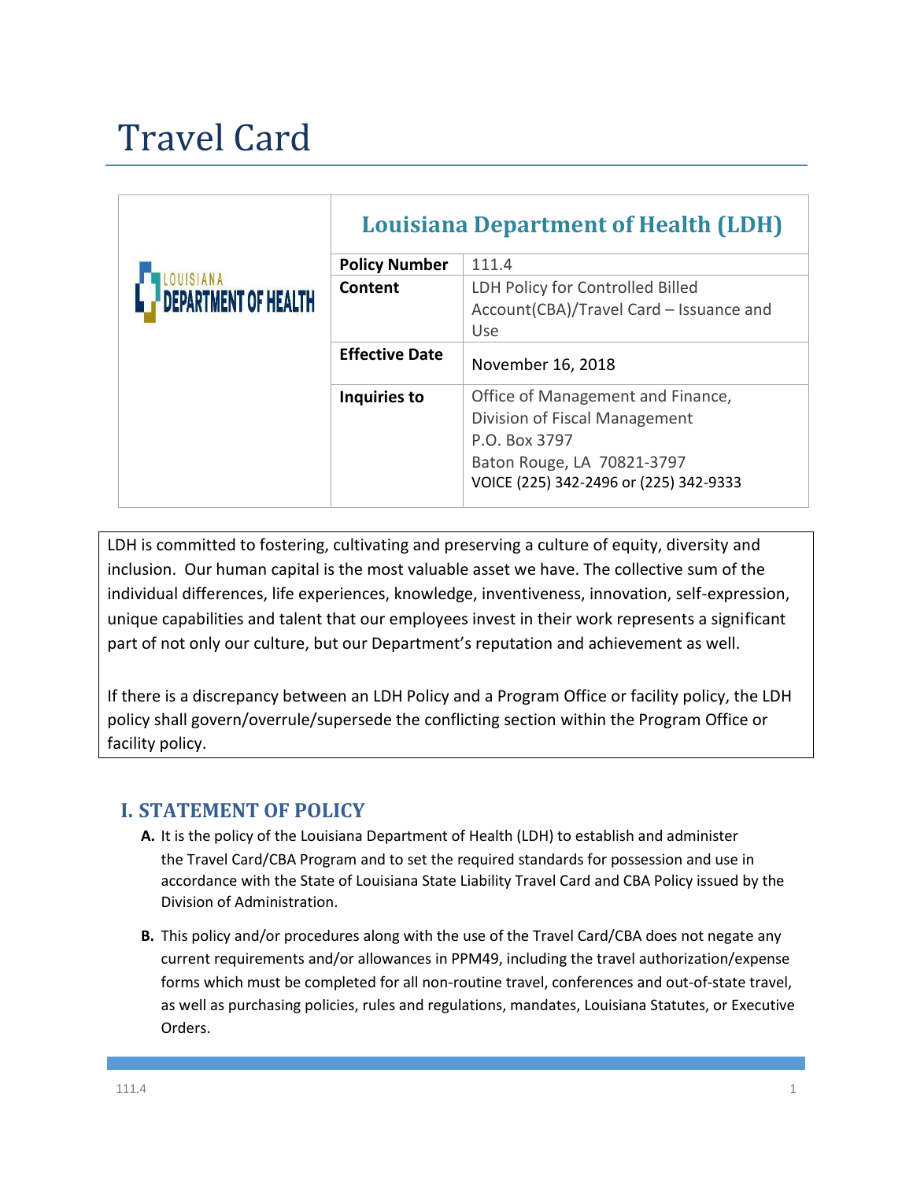# Travel Card

| | Louisiana Department of Health (LDH) |
|---|---|
| **Policy Number** | 111.4 |
| **Content** | LDH Policy for Controlled Billed Account(CBA)/Travel Card – Issuance and Use |
| **Effective Date** | November 16, 2018 |
| **Inquiries to** | Office of Management and Finance, Division of Fiscal Management<br>P.O. Box 3797<br>Baton Rouge, LA 70821-3797<br>VOICE (225) 342-2496 or (225) 342-9333 |

LDH is committed to fostering, cultivating and preserving a culture of equity, diversity and inclusion. Our human capital is the most valuable asset we have. The collective sum of the individual differences, life experiences, knowledge, inventiveness, innovation, self-expression, unique capabilities and talent that our employees invest in their work represents a significant part of not only our culture, but our Department's reputation and achievement as well.

If there is a discrepancy between an LDH Policy and a Program Office or facility policy, the LDH policy shall govern/overrule/supersede the conflicting section within the Program Office or facility policy.

## I. STATEMENT OF POLICY

**A.** It is the policy of the Louisiana Department of Health (LDH) to establish and administer the Travel Card/CBA Program and to set the required standards for possession and use in accordance with the State of Louisiana State Liability Travel Card and CBA Policy issued by the Division of Administration.

**B.** This policy and/or procedures along with the use of the Travel Card/CBA does not negate any current requirements and/or allowances in PPM49, including the travel authorization/expense forms which must be completed for all non-routine travel, conferences and out-of-state travel, as well as purchasing policies, rules and regulations, mandates, Louisiana Statutes, or Executive Orders.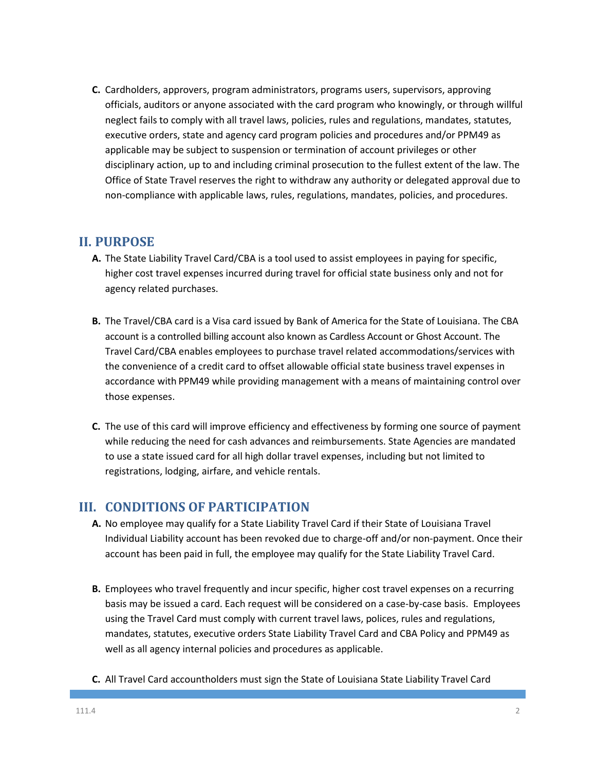**C.** Cardholders, approvers, program administrators, programs users, supervisors, approving officials, auditors or anyone associated with the card program who knowingly, or through willful neglect fails to comply with all travel laws, policies, rules and regulations, mandates, statutes, executive orders, state and agency card program policies and procedures and/or PPM49 as applicable may be subject to suspension or termination of account privileges or other disciplinary action, up to and including criminal prosecution to the fullest extent of the law. The Office of State Travel reserves the right to withdraw any authority or delegated approval due to non-compliance with applicable laws, rules, regulations, mandates, policies, and procedures.

## II. PURPOSE

**A.** The State Liability Travel Card/CBA is a tool used to assist employees in paying for specific, higher cost travel expenses incurred during travel for official state business only and not for agency related purchases.

**B.** The Travel/CBA card is a Visa card issued by Bank of America for the State of Louisiana. The CBA account is a controlled billing account also known as Cardless Account or Ghost Account. The Travel Card/CBA enables employees to purchase travel related accommodations/services with the convenience of a credit card to offset allowable official state business travel expenses in accordance with PPM49 while providing management with a means of maintaining control over those expenses.

**C.** The use of this card will improve efficiency and effectiveness by forming one source of payment while reducing the need for cash advances and reimbursements. State Agencies are mandated to use a state issued card for all high dollar travel expenses, including but not limited to registrations, lodging, airfare, and vehicle rentals.

## III. CONDITIONS OF PARTICIPATION

**A.** No employee may qualify for a State Liability Travel Card if their State of Louisiana Travel Individual Liability account has been revoked due to charge-off and/or non-payment. Once their account has been paid in full, the employee may qualify for the State Liability Travel Card.

**B.** Employees who travel frequently and incur specific, higher cost travel expenses on a recurring basis may be issued a card. Each request will be considered on a case-by-case basis. Employees using the Travel Card must comply with current travel laws, polices, rules and regulations, mandates, statutes, executive orders State Liability Travel Card and CBA Policy and PPM49 as well as all agency internal policies and procedures as applicable.

**C.** All Travel Card accountholders must sign the State of Louisiana State Liability Travel Card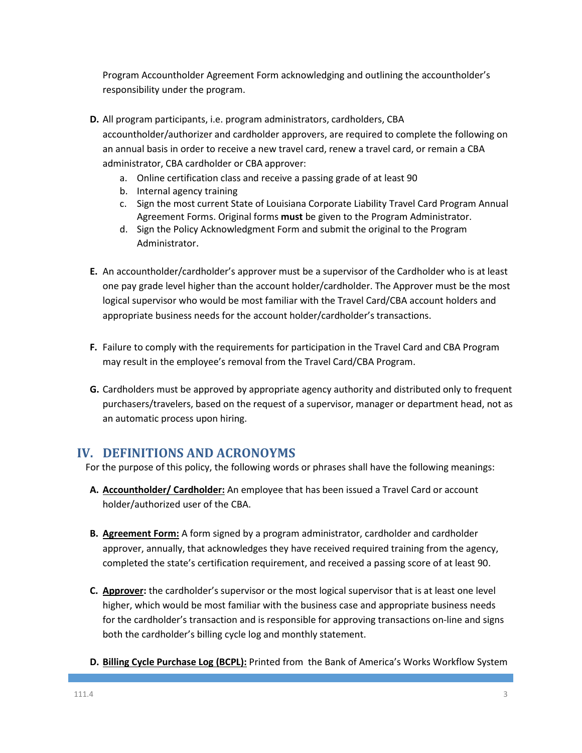Program Accountholder Agreement Form acknowledging and outlining the accountholder's responsibility under the program.

**D.** All program participants, i.e. program administrators, cardholders, CBA accountholder/authorizer and cardholder approvers, are required to complete the following on an annual basis in order to receive a new travel card, renew a travel card, or remain a CBA administrator, CBA cardholder or CBA approver:

a. Online certification class and receive a passing grade of at least 90
b. Internal agency training
c. Sign the most current State of Louisiana Corporate Liability Travel Card Program Annual Agreement Forms. Original forms **must** be given to the Program Administrator.
d. Sign the Policy Acknowledgment Form and submit the original to the Program Administrator.

**E.** An accountholder/cardholder's approver must be a supervisor of the Cardholder who is at least one pay grade level higher than the account holder/cardholder. The Approver must be the most logical supervisor who would be most familiar with the Travel Card/CBA account holders and appropriate business needs for the account holder/cardholder's transactions.

**F.** Failure to comply with the requirements for participation in the Travel Card and CBA Program may result in the employee's removal from the Travel Card/CBA Program.

**G.** Cardholders must be approved by appropriate agency authority and distributed only to frequent purchasers/travelers, based on the request of a supervisor, manager or department head, not as an automatic process upon hiring.

## IV. DEFINITIONS AND ACRONOYMS

For the purpose of this policy, the following words or phrases shall have the following meanings:

**A.** **<u>Accountholder/ Cardholder:</u>** An employee that has been issued a Travel Card or account holder/authorized user of the CBA.

**B.** **<u>Agreement Form:</u>** A form signed by a program administrator, cardholder and cardholder approver, annually, that acknowledges they have received required training from the agency, completed the state's certification requirement, and received a passing score of at least 90.

**C.** **<u>Approver</u>:** the cardholder's supervisor or the most logical supervisor that is at least one level higher, which would be most familiar with the business case and appropriate business needs for the cardholder's transaction and is responsible for approving transactions on-line and signs both the cardholder's billing cycle log and monthly statement.

**D.** **<u>Billing Cycle Purchase Log (BCPL):</u>** Printed from the Bank of America's Works Workflow System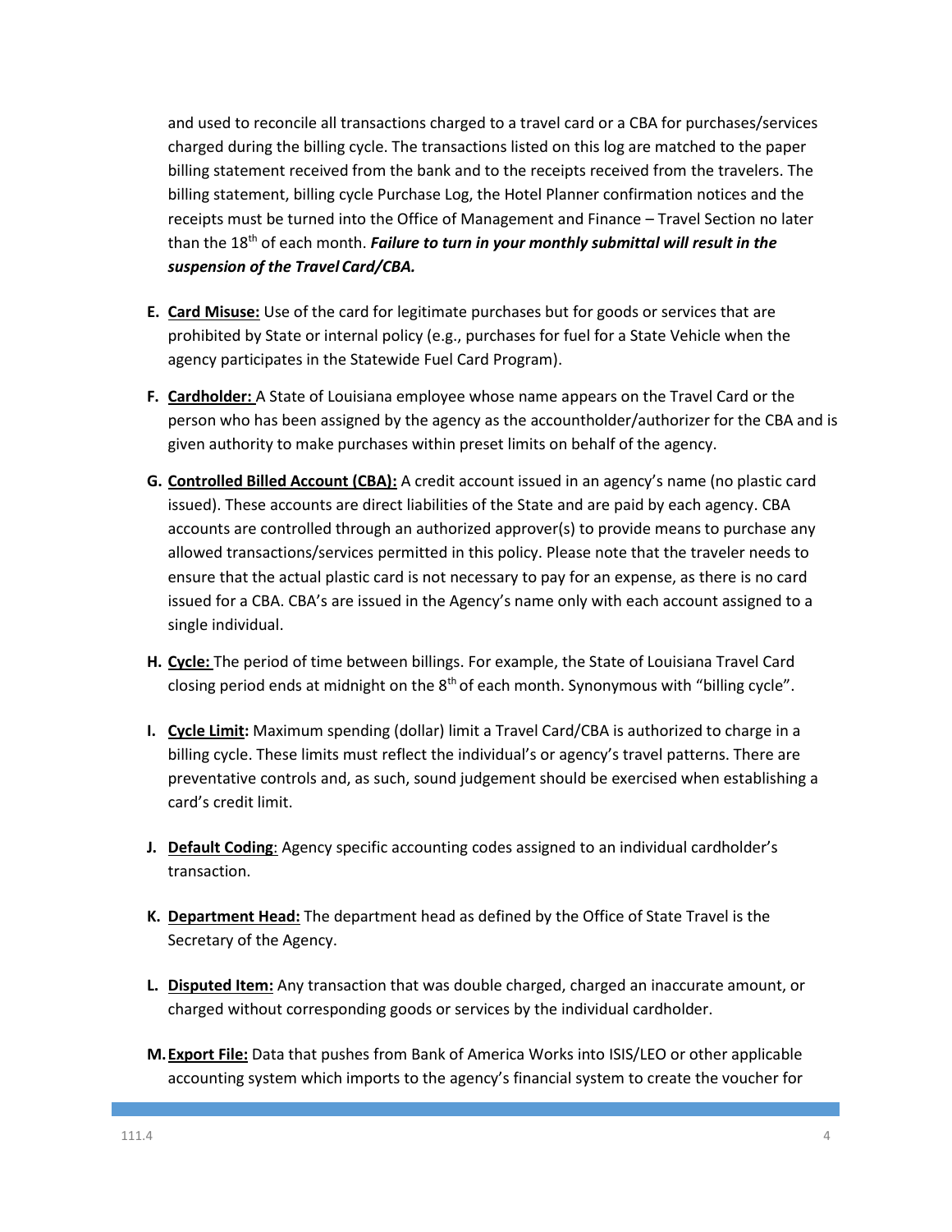and used to reconcile all transactions charged to a travel card or a CBA for purchases/services charged during the billing cycle. The transactions listed on this log are matched to the paper billing statement received from the bank and to the receipts received from the travelers. The billing statement, billing cycle Purchase Log, the Hotel Planner confirmation notices and the receipts must be turned into the Office of Management and Finance – Travel Section no later than the 18th of each month. ***Failure to turn in your monthly submittal will result in the suspension of the Travel Card/CBA.***

E. **Card Misuse:** Use of the card for legitimate purchases but for goods or services that are prohibited by State or internal policy (e.g., purchases for fuel for a State Vehicle when the agency participates in the Statewide Fuel Card Program).

F. **Cardholder:** A State of Louisiana employee whose name appears on the Travel Card or the person who has been assigned by the agency as the accountholder/authorizer for the CBA and is given authority to make purchases within preset limits on behalf of the agency.

G. **Controlled Billed Account (CBA):** A credit account issued in an agency's name (no plastic card issued). These accounts are direct liabilities of the State and are paid by each agency. CBA accounts are controlled through an authorized approver(s) to provide means to purchase any allowed transactions/services permitted in this policy. Please note that the traveler needs to ensure that the actual plastic card is not necessary to pay for an expense, as there is no card issued for a CBA. CBA's are issued in the Agency's name only with each account assigned to a single individual.

H. **Cycle:** The period of time between billings. For example, the State of Louisiana Travel Card closing period ends at midnight on the 8th of each month. Synonymous with "billing cycle".

I. **Cycle Limit:** Maximum spending (dollar) limit a Travel Card/CBA is authorized to charge in a billing cycle. These limits must reflect the individual's or agency's travel patterns. There are preventative controls and, as such, sound judgement should be exercised when establishing a card's credit limit.

J. **Default Coding**: Agency specific accounting codes assigned to an individual cardholder's transaction.

K. **Department Head:** The department head as defined by the Office of State Travel is the Secretary of the Agency.

L. **Disputed Item:** Any transaction that was double charged, charged an inaccurate amount, or charged without corresponding goods or services by the individual cardholder.

M. **Export File:** Data that pushes from Bank of America Works into ISIS/LEO or other applicable accounting system which imports to the agency's financial system to create the voucher for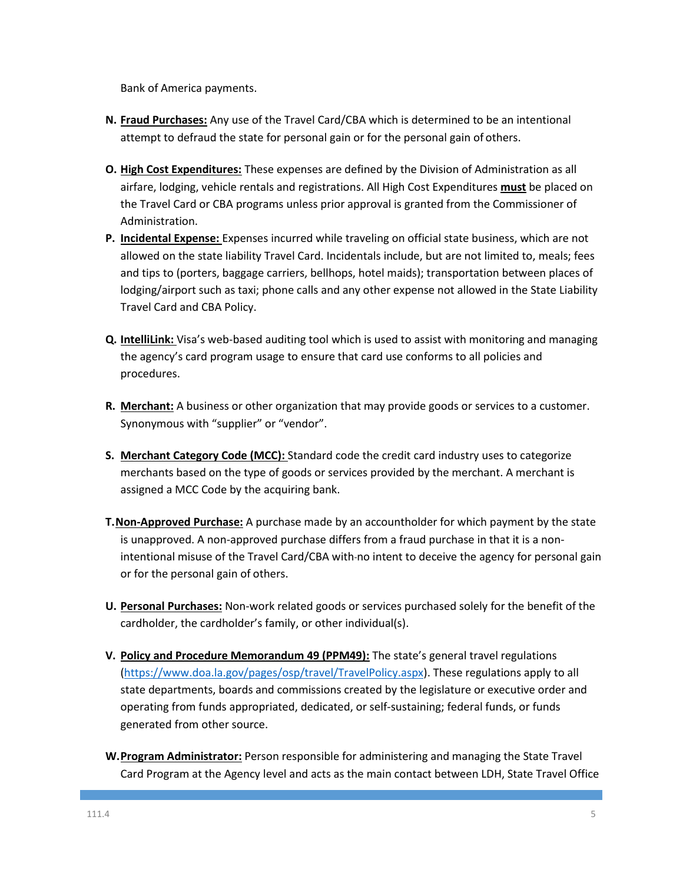Bank of America payments.

**N. Fraud Purchases:** Any use of the Travel Card/CBA which is determined to be an intentional attempt to defraud the state for personal gain or for the personal gain of others.

**O. High Cost Expenditures:** These expenses are defined by the Division of Administration as all airfare, lodging, vehicle rentals and registrations. All High Cost Expenditures **must** be placed on the Travel Card or CBA programs unless prior approval is granted from the Commissioner of Administration.

**P. Incidental Expense:** Expenses incurred while traveling on official state business, which are not allowed on the state liability Travel Card. Incidentals include, but are not limited to, meals; fees and tips to (porters, baggage carriers, bellhops, hotel maids); transportation between places of lodging/airport such as taxi; phone calls and any other expense not allowed in the State Liability Travel Card and CBA Policy.

**Q. IntelliLink:** Visa's web-based auditing tool which is used to assist with monitoring and managing the agency's card program usage to ensure that card use conforms to all policies and procedures.

**R. Merchant:** A business or other organization that may provide goods or services to a customer. Synonymous with "supplier" or "vendor".

**S. Merchant Category Code (MCC):** Standard code the credit card industry uses to categorize merchants based on the type of goods or services provided by the merchant. A merchant is assigned a MCC Code by the acquiring bank.

**T. Non-Approved Purchase:** A purchase made by an accountholder for which payment by the state is unapproved. A non-approved purchase differs from a fraud purchase in that it is a non-intentional misuse of the Travel Card/CBA with-no intent to deceive the agency for personal gain or for the personal gain of others.

**U. Personal Purchases:** Non-work related goods or services purchased solely for the benefit of the cardholder, the cardholder's family, or other individual(s).

**V. Policy and Procedure Memorandum 49 (PPM49):** The state's general travel regulations (https://www.doa.la.gov/pages/osp/travel/TravelPolicy.aspx). These regulations apply to all state departments, boards and commissions created by the legislature or executive order and operating from funds appropriated, dedicated, or self-sustaining; federal funds, or funds generated from other source.

**W. Program Administrator:** Person responsible for administering and managing the State Travel Card Program at the Agency level and acts as the main contact between LDH, State Travel Office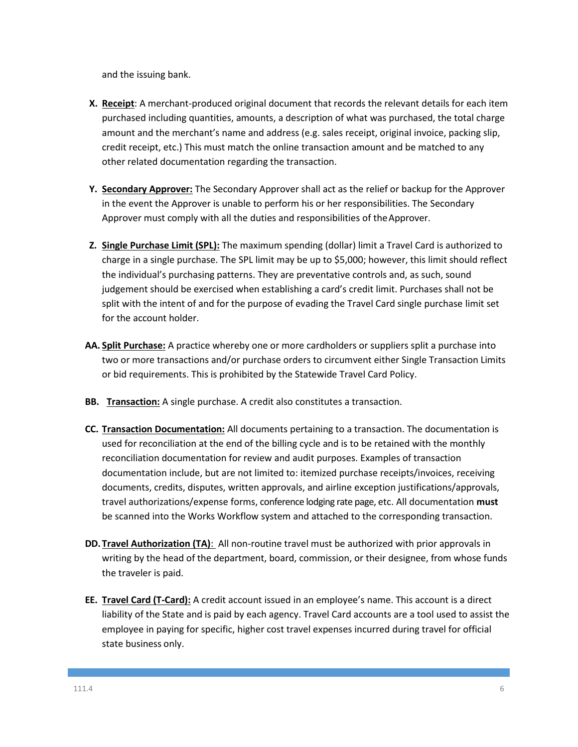and the issuing bank.

X. **Receipt**: A merchant-produced original document that records the relevant details for each item purchased including quantities, amounts, a description of what was purchased, the total charge amount and the merchant's name and address (e.g. sales receipt, original invoice, packing slip, credit receipt, etc.) This must match the online transaction amount and be matched to any other related documentation regarding the transaction.

Y. **Secondary Approver:** The Secondary Approver shall act as the relief or backup for the Approver in the event the Approver is unable to perform his or her responsibilities. The Secondary Approver must comply with all the duties and responsibilities of the Approver.

Z. **Single Purchase Limit (SPL):** The maximum spending (dollar) limit a Travel Card is authorized to charge in a single purchase. The SPL limit may be up to $5,000; however, this limit should reflect the individual's purchasing patterns. They are preventative controls and, as such, sound judgement should be exercised when establishing a card's credit limit. Purchases shall not be split with the intent of and for the purpose of evading the Travel Card single purchase limit set for the account holder.

AA. **Split Purchase:** A practice whereby one or more cardholders or suppliers split a purchase into two or more transactions and/or purchase orders to circumvent either Single Transaction Limits or bid requirements. This is prohibited by the Statewide Travel Card Policy.

BB. **Transaction:** A single purchase. A credit also constitutes a transaction.

CC. **Transaction Documentation:** All documents pertaining to a transaction. The documentation is used for reconciliation at the end of the billing cycle and is to be retained with the monthly reconciliation documentation for review and audit purposes. Examples of transaction documentation include, but are not limited to: itemized purchase receipts/invoices, receiving documents, credits, disputes, written approvals, and airline exception justifications/approvals, travel authorizations/expense forms, conference lodging rate page, etc. All documentation **must** be scanned into the Works Workflow system and attached to the corresponding transaction.

DD. **Travel Authorization (TA)**: All non-routine travel must be authorized with prior approvals in writing by the head of the department, board, commission, or their designee, from whose funds the traveler is paid.

EE. **Travel Card (T-Card):** A credit account issued in an employee's name. This account is a direct liability of the State and is paid by each agency. Travel Card accounts are a tool used to assist the employee in paying for specific, higher cost travel expenses incurred during travel for official state business only.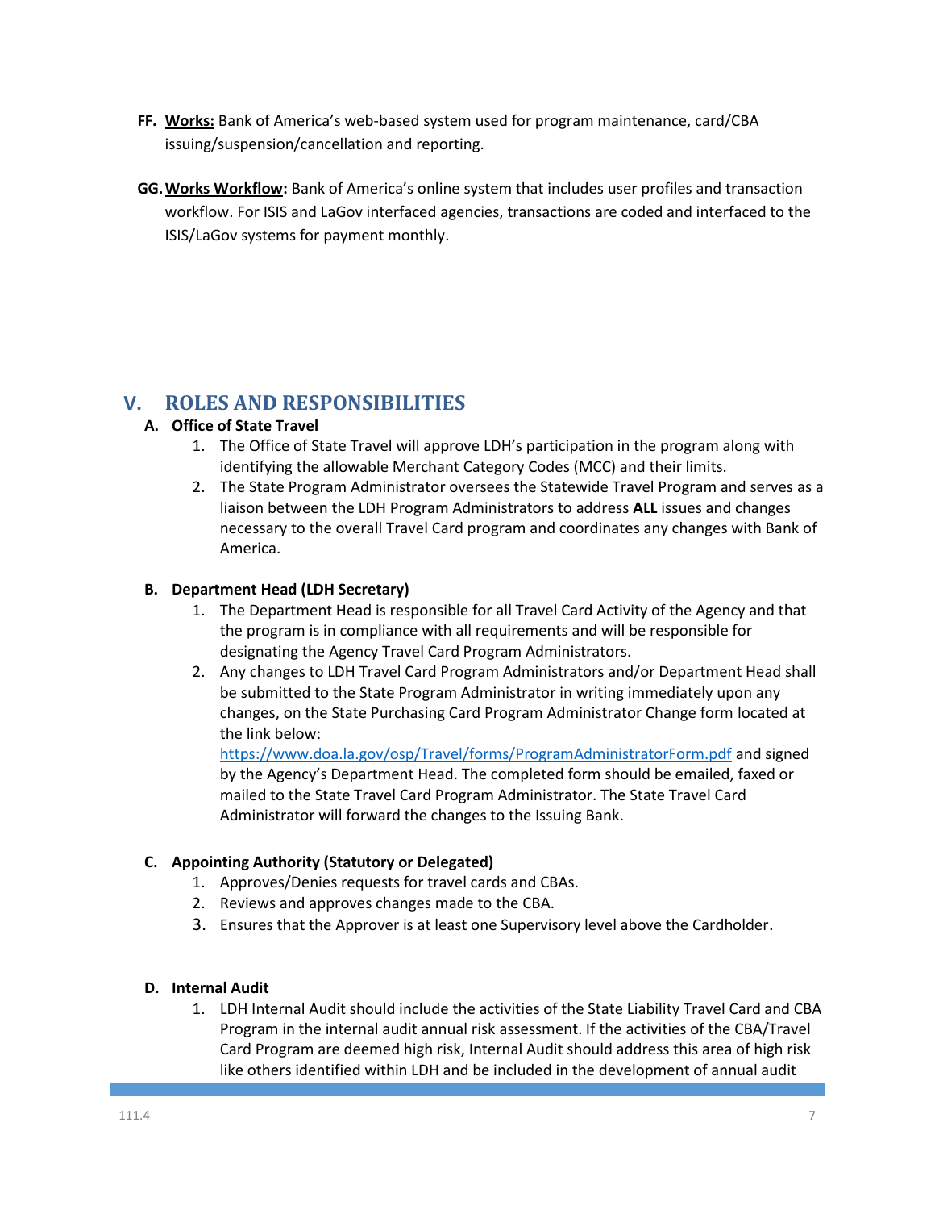**FF. Works:** Bank of America's web-based system used for program maintenance, card/CBA issuing/suspension/cancellation and reporting.

**GG. Works Workflow:** Bank of America's online system that includes user profiles and transaction workflow. For ISIS and LaGov interfaced agencies, transactions are coded and interfaced to the ISIS/LaGov systems for payment monthly.

## V. ROLES AND RESPONSIBILITIES

### A. Office of State Travel

1. The Office of State Travel will approve LDH's participation in the program along with identifying the allowable Merchant Category Codes (MCC) and their limits.
2. The State Program Administrator oversees the Statewide Travel Program and serves as a liaison between the LDH Program Administrators to address **ALL** issues and changes necessary to the overall Travel Card program and coordinates any changes with Bank of America.

### B. Department Head (LDH Secretary)

1. The Department Head is responsible for all Travel Card Activity of the Agency and that the program is in compliance with all requirements and will be responsible for designating the Agency Travel Card Program Administrators.
2. Any changes to LDH Travel Card Program Administrators and/or Department Head shall be submitted to the State Program Administrator in writing immediately upon any changes, on the State Purchasing Card Program Administrator Change form located at the link below: https://www.doa.la.gov/osp/Travel/forms/ProgramAdministratorForm.pdf and signed by the Agency's Department Head. The completed form should be emailed, faxed or mailed to the State Travel Card Program Administrator. The State Travel Card Administrator will forward the changes to the Issuing Bank.

### C. Appointing Authority (Statutory or Delegated)

1. Approves/Denies requests for travel cards and CBAs.
2. Reviews and approves changes made to the CBA.
3. Ensures that the Approver is at least one Supervisory level above the Cardholder.

### D. Internal Audit

1. LDH Internal Audit should include the activities of the State Liability Travel Card and CBA Program in the internal audit annual risk assessment. If the activities of the CBA/Travel Card Program are deemed high risk, Internal Audit should address this area of high risk like others identified within LDH and be included in the development of annual audit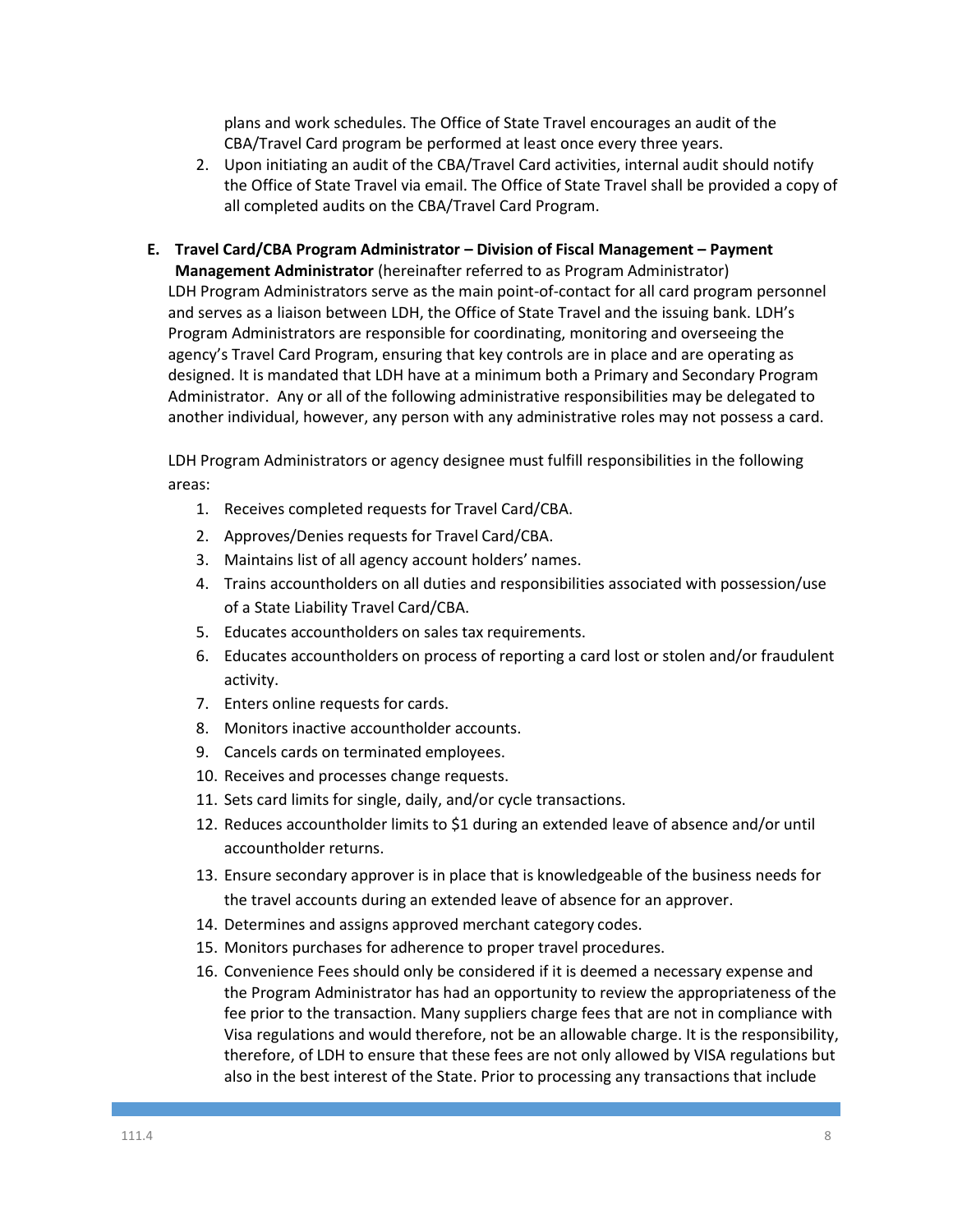plans and work schedules. The Office of State Travel encourages an audit of the CBA/Travel Card program be performed at least once every three years.

2. Upon initiating an audit of the CBA/Travel Card activities, internal audit should notify the Office of State Travel via email. The Office of State Travel shall be provided a copy of all completed audits on the CBA/Travel Card Program.

**E. Travel Card/CBA Program Administrator – Division of Fiscal Management – Payment Management Administrator** (hereinafter referred to as Program Administrator)

LDH Program Administrators serve as the main point-of-contact for all card program personnel and serves as a liaison between LDH, the Office of State Travel and the issuing bank. LDH's Program Administrators are responsible for coordinating, monitoring and overseeing the agency's Travel Card Program, ensuring that key controls are in place and are operating as designed. It is mandated that LDH have at a minimum both a Primary and Secondary Program Administrator. Any or all of the following administrative responsibilities may be delegated to another individual, however, any person with any administrative roles may not possess a card.

LDH Program Administrators or agency designee must fulfill responsibilities in the following areas:

1. Receives completed requests for Travel Card/CBA.
2. Approves/Denies requests for Travel Card/CBA.
3. Maintains list of all agency account holders' names.
4. Trains accountholders on all duties and responsibilities associated with possession/use of a State Liability Travel Card/CBA.
5. Educates accountholders on sales tax requirements.
6. Educates accountholders on process of reporting a card lost or stolen and/or fraudulent activity.
7. Enters online requests for cards.
8. Monitors inactive accountholder accounts.
9. Cancels cards on terminated employees.
10. Receives and processes change requests.
11. Sets card limits for single, daily, and/or cycle transactions.
12. Reduces accountholder limits to $1 during an extended leave of absence and/or until accountholder returns.
13. Ensure secondary approver is in place that is knowledgeable of the business needs for the travel accounts during an extended leave of absence for an approver.
14. Determines and assigns approved merchant category codes.
15. Monitors purchases for adherence to proper travel procedures.
16. Convenience Fees should only be considered if it is deemed a necessary expense and the Program Administrator has had an opportunity to review the appropriateness of the fee prior to the transaction. Many suppliers charge fees that are not in compliance with Visa regulations and would therefore, not be an allowable charge. It is the responsibility, therefore, of LDH to ensure that these fees are not only allowed by VISA regulations but also in the best interest of the State. Prior to processing any transactions that include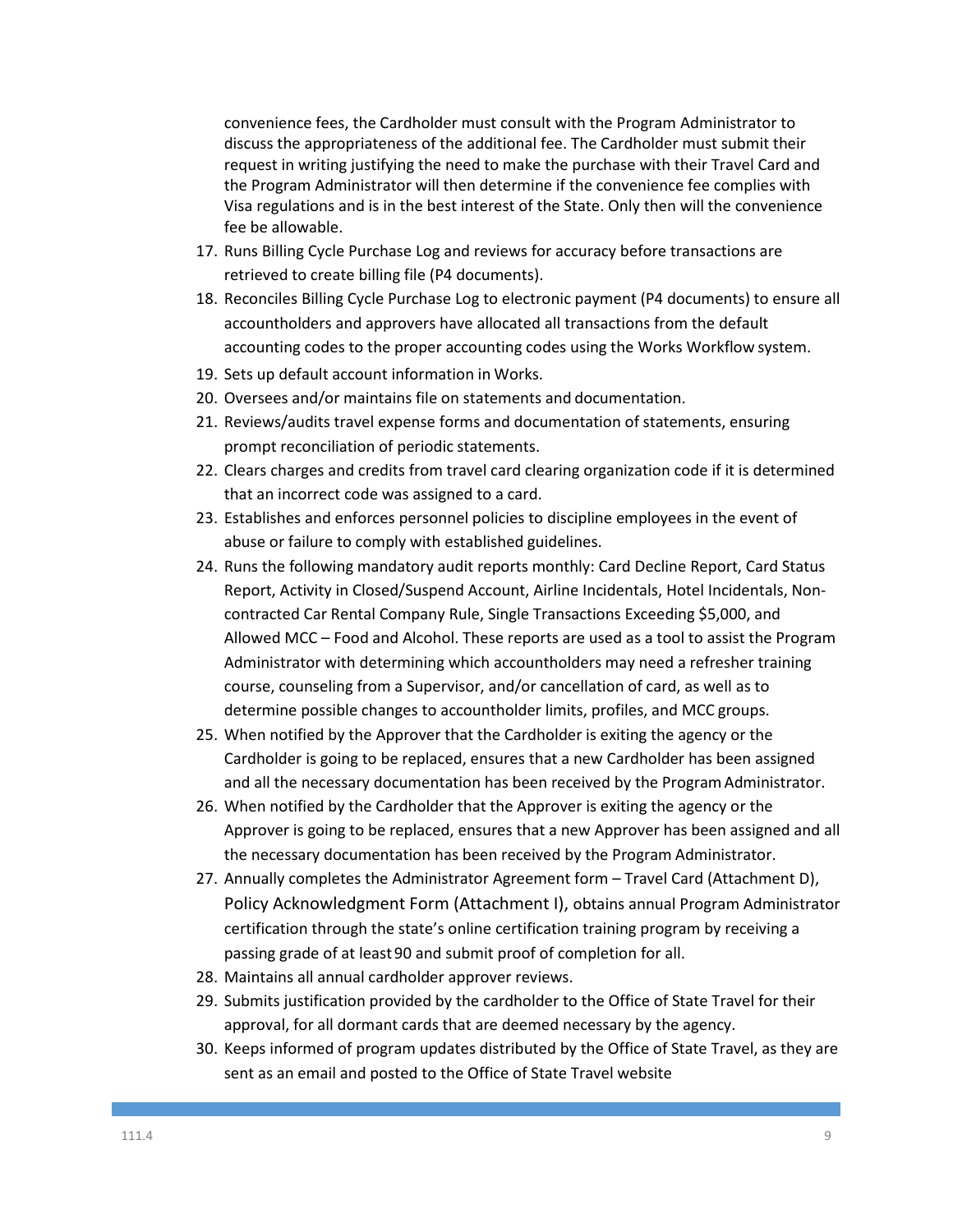convenience fees, the Cardholder must consult with the Program Administrator to discuss the appropriateness of the additional fee. The Cardholder must submit their request in writing justifying the need to make the purchase with their Travel Card and the Program Administrator will then determine if the convenience fee complies with Visa regulations and is in the best interest of the State. Only then will the convenience fee be allowable.

17. Runs Billing Cycle Purchase Log and reviews for accuracy before transactions are retrieved to create billing file (P4 documents).
18. Reconciles Billing Cycle Purchase Log to electronic payment (P4 documents) to ensure all accountholders and approvers have allocated all transactions from the default accounting codes to the proper accounting codes using the Works Workflow system.
19. Sets up default account information in Works.
20. Oversees and/or maintains file on statements and documentation.
21. Reviews/audits travel expense forms and documentation of statements, ensuring prompt reconciliation of periodic statements.
22. Clears charges and credits from travel card clearing organization code if it is determined that an incorrect code was assigned to a card.
23. Establishes and enforces personnel policies to discipline employees in the event of abuse or failure to comply with established guidelines.
24. Runs the following mandatory audit reports monthly: Card Decline Report, Card Status Report, Activity in Closed/Suspend Account, Airline Incidentals, Hotel Incidentals, Non-contracted Car Rental Company Rule, Single Transactions Exceeding $5,000, and Allowed MCC – Food and Alcohol. These reports are used as a tool to assist the Program Administrator with determining which accountholders may need a refresher training course, counseling from a Supervisor, and/or cancellation of card, as well as to determine possible changes to accountholder limits, profiles, and MCC groups.
25. When notified by the Approver that the Cardholder is exiting the agency or the Cardholder is going to be replaced, ensures that a new Cardholder has been assigned and all the necessary documentation has been received by the Program Administrator.
26. When notified by the Cardholder that the Approver is exiting the agency or the Approver is going to be replaced, ensures that a new Approver has been assigned and all the necessary documentation has been received by the Program Administrator.
27. Annually completes the Administrator Agreement form – Travel Card (Attachment D), Policy Acknowledgment Form (Attachment I), obtains annual Program Administrator certification through the state's online certification training program by receiving a passing grade of at least 90 and submit proof of completion for all.
28. Maintains all annual cardholder approver reviews.
29. Submits justification provided by the cardholder to the Office of State Travel for their approval, for all dormant cards that are deemed necessary by the agency.
30. Keeps informed of program updates distributed by the Office of State Travel, as they are sent as an email and posted to the Office of State Travel website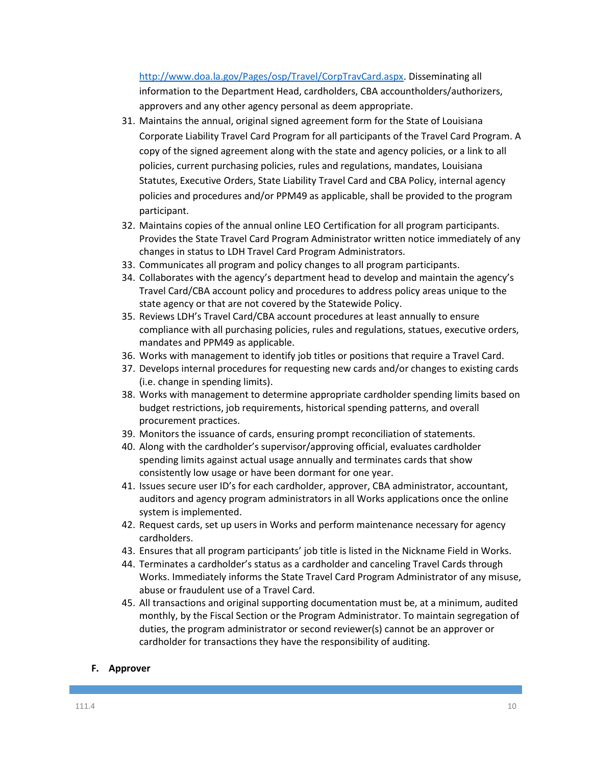http://www.doa.la.gov/Pages/osp/Travel/CorpTravCard.aspx. Disseminating all information to the Department Head, cardholders, CBA accountholders/authorizers, approvers and any other agency personal as deem appropriate.

31. Maintains the annual, original signed agreement form for the State of Louisiana Corporate Liability Travel Card Program for all participants of the Travel Card Program. A copy of the signed agreement along with the state and agency policies, or a link to all policies, current purchasing policies, rules and regulations, mandates, Louisiana Statutes, Executive Orders, State Liability Travel Card and CBA Policy, internal agency policies and procedures and/or PPM49 as applicable, shall be provided to the program participant.
32. Maintains copies of the annual online LEO Certification for all program participants. Provides the State Travel Card Program Administrator written notice immediately of any changes in status to LDH Travel Card Program Administrators.
33. Communicates all program and policy changes to all program participants.
34. Collaborates with the agency's department head to develop and maintain the agency's Travel Card/CBA account policy and procedures to address policy areas unique to the state agency or that are not covered by the Statewide Policy.
35. Reviews LDH's Travel Card/CBA account procedures at least annually to ensure compliance with all purchasing policies, rules and regulations, statues, executive orders, mandates and PPM49 as applicable.
36. Works with management to identify job titles or positions that require a Travel Card.
37. Develops internal procedures for requesting new cards and/or changes to existing cards (i.e. change in spending limits).
38. Works with management to determine appropriate cardholder spending limits based on budget restrictions, job requirements, historical spending patterns, and overall procurement practices.
39. Monitors the issuance of cards, ensuring prompt reconciliation of statements.
40. Along with the cardholder's supervisor/approving official, evaluates cardholder spending limits against actual usage annually and terminates cards that show consistently low usage or have been dormant for one year.
41. Issues secure user ID's for each cardholder, approver, CBA administrator, accountant, auditors and agency program administrators in all Works applications once the online system is implemented.
42. Request cards, set up users in Works and perform maintenance necessary for agency cardholders.
43. Ensures that all program participants' job title is listed in the Nickname Field in Works.
44. Terminates a cardholder's status as a cardholder and canceling Travel Cards through Works. Immediately informs the State Travel Card Program Administrator of any misuse, abuse or fraudulent use of a Travel Card.
45. All transactions and original supporting documentation must be, at a minimum, audited monthly, by the Fiscal Section or the Program Administrator. To maintain segregation of duties, the program administrator or second reviewer(s) cannot be an approver or cardholder for transactions they have the responsibility of auditing.

### F. Approver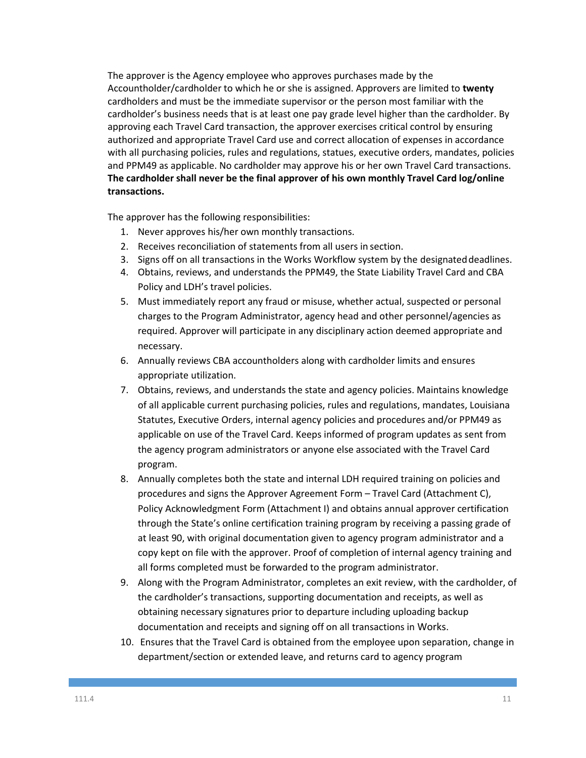The approver is the Agency employee who approves purchases made by the Accountholder/cardholder to which he or she is assigned. Approvers are limited to **twenty** cardholders and must be the immediate supervisor or the person most familiar with the cardholder's business needs that is at least one pay grade level higher than the cardholder. By approving each Travel Card transaction, the approver exercises critical control by ensuring authorized and appropriate Travel Card use and correct allocation of expenses in accordance with all purchasing policies, rules and regulations, statues, executive orders, mandates, policies and PPM49 as applicable. No cardholder may approve his or her own Travel Card transactions. **The cardholder shall never be the final approver of his own monthly Travel Card log/online transactions.**

The approver has the following responsibilities:

1. Never approves his/her own monthly transactions.
2. Receives reconciliation of statements from all users in section.
3. Signs off on all transactions in the Works Workflow system by the designated deadlines.
4. Obtains, reviews, and understands the PPM49, the State Liability Travel Card and CBA Policy and LDH's travel policies.
5. Must immediately report any fraud or misuse, whether actual, suspected or personal charges to the Program Administrator, agency head and other personnel/agencies as required. Approver will participate in any disciplinary action deemed appropriate and necessary.
6. Annually reviews CBA accountholders along with cardholder limits and ensures appropriate utilization.
7. Obtains, reviews, and understands the state and agency policies. Maintains knowledge of all applicable current purchasing policies, rules and regulations, mandates, Louisiana Statutes, Executive Orders, internal agency policies and procedures and/or PPM49 as applicable on use of the Travel Card. Keeps informed of program updates as sent from the agency program administrators or anyone else associated with the Travel Card program.
8. Annually completes both the state and internal LDH required training on policies and procedures and signs the Approver Agreement Form – Travel Card (Attachment C), Policy Acknowledgment Form (Attachment I) and obtains annual approver certification through the State's online certification training program by receiving a passing grade of at least 90, with original documentation given to agency program administrator and a copy kept on file with the approver. Proof of completion of internal agency training and all forms completed must be forwarded to the program administrator.
9. Along with the Program Administrator, completes an exit review, with the cardholder, of the cardholder's transactions, supporting documentation and receipts, as well as obtaining necessary signatures prior to departure including uploading backup documentation and receipts and signing off on all transactions in Works.
10. Ensures that the Travel Card is obtained from the employee upon separation, change in department/section or extended leave, and returns card to agency program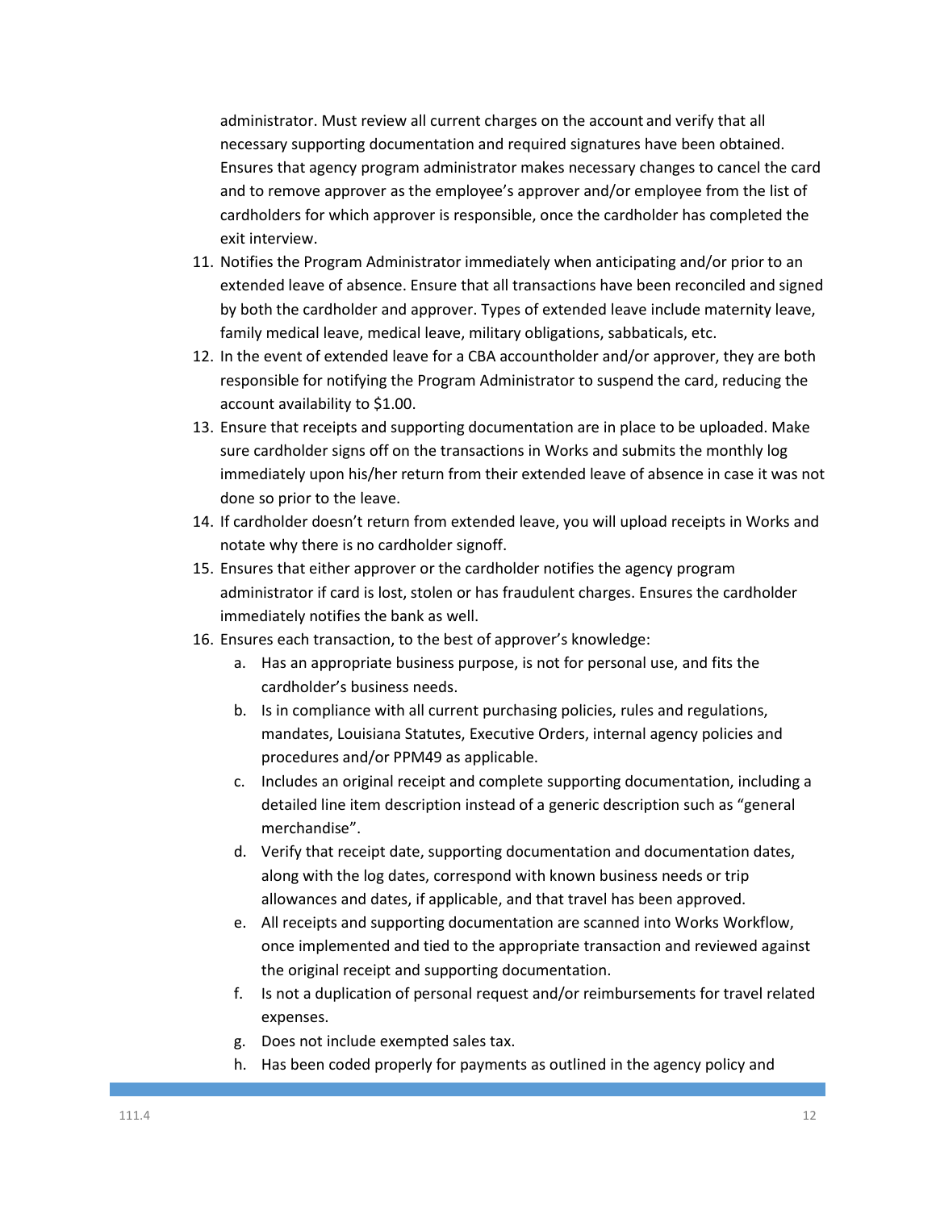administrator. Must review all current charges on the account and verify that all necessary supporting documentation and required signatures have been obtained. Ensures that agency program administrator makes necessary changes to cancel the card and to remove approver as the employee's approver and/or employee from the list of cardholders for which approver is responsible, once the cardholder has completed the exit interview.

11. Notifies the Program Administrator immediately when anticipating and/or prior to an extended leave of absence. Ensure that all transactions have been reconciled and signed by both the cardholder and approver. Types of extended leave include maternity leave, family medical leave, medical leave, military obligations, sabbaticals, etc.
12. In the event of extended leave for a CBA accountholder and/or approver, they are both responsible for notifying the Program Administrator to suspend the card, reducing the account availability to $1.00.
13. Ensure that receipts and supporting documentation are in place to be uploaded. Make sure cardholder signs off on the transactions in Works and submits the monthly log immediately upon his/her return from their extended leave of absence in case it was not done so prior to the leave.
14. If cardholder doesn't return from extended leave, you will upload receipts in Works and notate why there is no cardholder signoff.
15. Ensures that either approver or the cardholder notifies the agency program administrator if card is lost, stolen or has fraudulent charges. Ensures the cardholder immediately notifies the bank as well.
16. Ensures each transaction, to the best of approver's knowledge:
    a. Has an appropriate business purpose, is not for personal use, and fits the cardholder's business needs.
    b. Is in compliance with all current purchasing policies, rules and regulations, mandates, Louisiana Statutes, Executive Orders, internal agency policies and procedures and/or PPM49 as applicable.
    c. Includes an original receipt and complete supporting documentation, including a detailed line item description instead of a generic description such as "general merchandise".
    d. Verify that receipt date, supporting documentation and documentation dates, along with the log dates, correspond with known business needs or trip allowances and dates, if applicable, and that travel has been approved.
    e. All receipts and supporting documentation are scanned into Works Workflow, once implemented and tied to the appropriate transaction and reviewed against the original receipt and supporting documentation.
    f. Is not a duplication of personal request and/or reimbursements for travel related expenses.
    g. Does not include exempted sales tax.
    h. Has been coded properly for payments as outlined in the agency policy and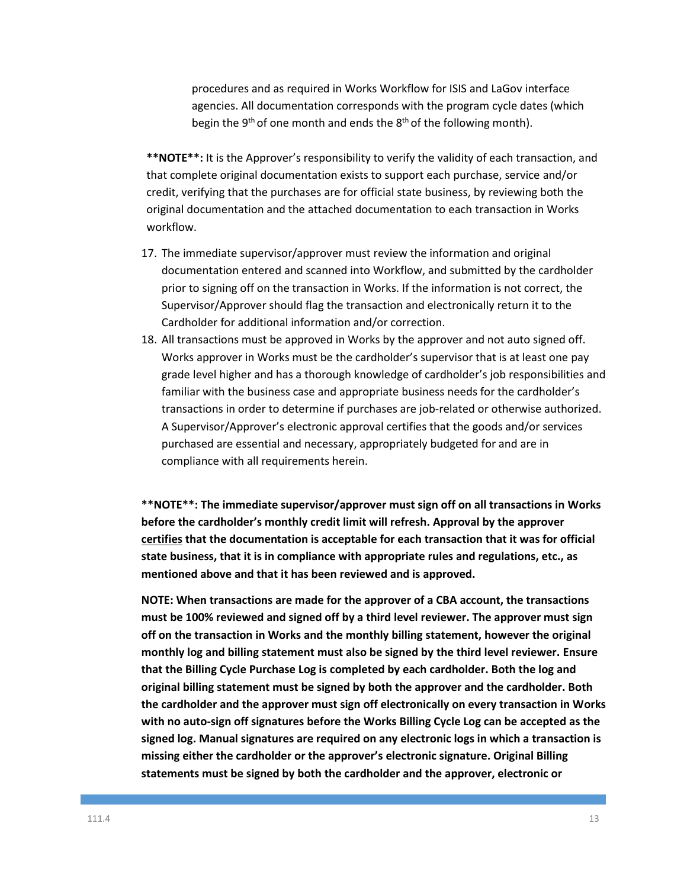procedures and as required in Works Workflow for ISIS and LaGov interface agencies. All documentation corresponds with the program cycle dates (which begin the 9th of one month and ends the 8th of the following month).

**\*\*NOTE\*\*:** It is the Approver's responsibility to verify the validity of each transaction, and that complete original documentation exists to support each purchase, service and/or credit, verifying that the purchases are for official state business, by reviewing both the original documentation and the attached documentation to each transaction in Works workflow.

17. The immediate supervisor/approver must review the information and original documentation entered and scanned into Workflow, and submitted by the cardholder prior to signing off on the transaction in Works. If the information is not correct, the Supervisor/Approver should flag the transaction and electronically return it to the Cardholder for additional information and/or correction.
18. All transactions must be approved in Works by the approver and not auto signed off. Works approver in Works must be the cardholder's supervisor that is at least one pay grade level higher and has a thorough knowledge of cardholder's job responsibilities and familiar with the business case and appropriate business needs for the cardholder's transactions in order to determine if purchases are job-related or otherwise authorized. A Supervisor/Approver's electronic approval certifies that the goods and/or services purchased are essential and necessary, appropriately budgeted for and are in compliance with all requirements herein.

**\*\*NOTE\*\*: The immediate supervisor/approver must sign off on all transactions in Works before the cardholder's monthly credit limit will refresh. Approval by the approver <u>certifies</u> that the documentation is acceptable for each transaction that it was for official state business, that it is in compliance with appropriate rules and regulations, etc., as mentioned above and that it has been reviewed and is approved.**

**NOTE: When transactions are made for the approver of a CBA account, the transactions must be 100% reviewed and signed off by a third level reviewer. The approver must sign off on the transaction in Works and the monthly billing statement, however the original monthly log and billing statement must also be signed by the third level reviewer. Ensure that the Billing Cycle Purchase Log is completed by each cardholder. Both the log and original billing statement must be signed by both the approver and the cardholder. Both the cardholder and the approver must sign off electronically on every transaction in Works with no auto-sign off signatures before the Works Billing Cycle Log can be accepted as the signed log. Manual signatures are required on any electronic logs in which a transaction is missing either the cardholder or the approver's electronic signature. Original Billing statements must be signed by both the cardholder and the approver, electronic or**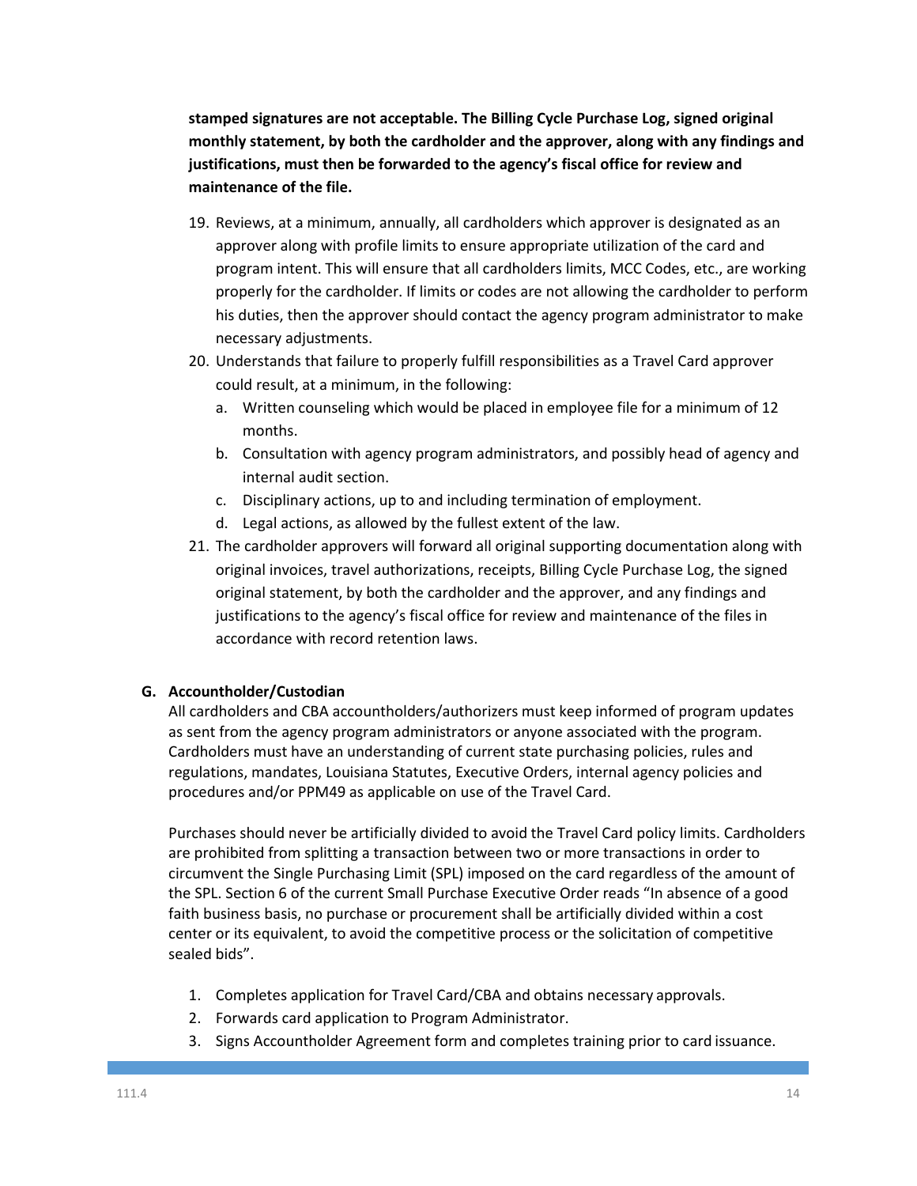**stamped signatures are not acceptable. The Billing Cycle Purchase Log, signed original monthly statement, by both the cardholder and the approver, along with any findings and justifications, must then be forwarded to the agency's fiscal office for review and maintenance of the file.**

19. Reviews, at a minimum, annually, all cardholders which approver is designated as an approver along with profile limits to ensure appropriate utilization of the card and program intent. This will ensure that all cardholders limits, MCC Codes, etc., are working properly for the cardholder. If limits or codes are not allowing the cardholder to perform his duties, then the approver should contact the agency program administrator to make necessary adjustments.
20. Understands that failure to properly fulfill responsibilities as a Travel Card approver could result, at a minimum, in the following:
    a. Written counseling which would be placed in employee file for a minimum of 12 months.
    b. Consultation with agency program administrators, and possibly head of agency and internal audit section.
    c. Disciplinary actions, up to and including termination of employment.
    d. Legal actions, as allowed by the fullest extent of the law.
21. The cardholder approvers will forward all original supporting documentation along with original invoices, travel authorizations, receipts, Billing Cycle Purchase Log, the signed original statement, by both the cardholder and the approver, and any findings and justifications to the agency's fiscal office for review and maintenance of the files in accordance with record retention laws.

### G. Accountholder/Custodian

All cardholders and CBA accountholders/authorizers must keep informed of program updates as sent from the agency program administrators or anyone associated with the program. Cardholders must have an understanding of current state purchasing policies, rules and regulations, mandates, Louisiana Statutes, Executive Orders, internal agency policies and procedures and/or PPM49 as applicable on use of the Travel Card.

Purchases should never be artificially divided to avoid the Travel Card policy limits. Cardholders are prohibited from splitting a transaction between two or more transactions in order to circumvent the Single Purchasing Limit (SPL) imposed on the card regardless of the amount of the SPL. Section 6 of the current Small Purchase Executive Order reads "In absence of a good faith business basis, no purchase or procurement shall be artificially divided within a cost center or its equivalent, to avoid the competitive process or the solicitation of competitive sealed bids".

1. Completes application for Travel Card/CBA and obtains necessary approvals.
2. Forwards card application to Program Administrator.
3. Signs Accountholder Agreement form and completes training prior to card issuance.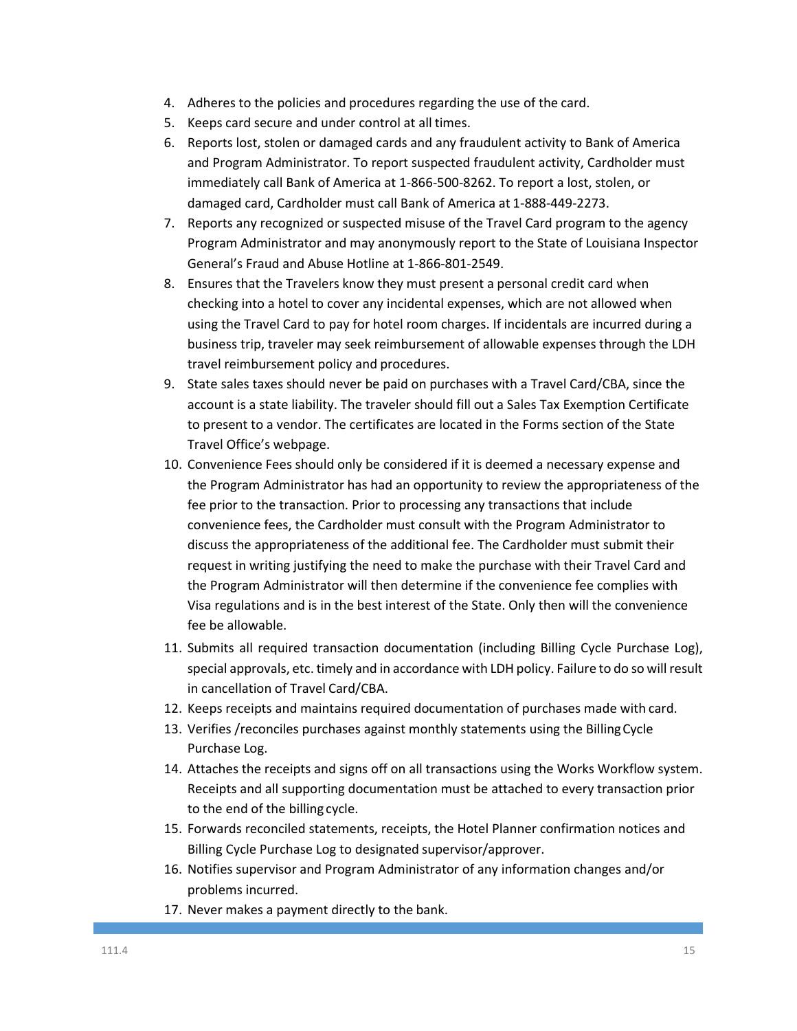4. Adheres to the policies and procedures regarding the use of the card.
5. Keeps card secure and under control at all times.
6. Reports lost, stolen or damaged cards and any fraudulent activity to Bank of America and Program Administrator. To report suspected fraudulent activity, Cardholder must immediately call Bank of America at 1-866-500-8262. To report a lost, stolen, or damaged card, Cardholder must call Bank of America at 1-888-449-2273.
7. Reports any recognized or suspected misuse of the Travel Card program to the agency Program Administrator and may anonymously report to the State of Louisiana Inspector General's Fraud and Abuse Hotline at 1-866-801-2549.
8. Ensures that the Travelers know they must present a personal credit card when checking into a hotel to cover any incidental expenses, which are not allowed when using the Travel Card to pay for hotel room charges. If incidentals are incurred during a business trip, traveler may seek reimbursement of allowable expenses through the LDH travel reimbursement policy and procedures.
9. State sales taxes should never be paid on purchases with a Travel Card/CBA, since the account is a state liability. The traveler should fill out a Sales Tax Exemption Certificate to present to a vendor. The certificates are located in the Forms section of the State Travel Office's webpage.
10. Convenience Fees should only be considered if it is deemed a necessary expense and the Program Administrator has had an opportunity to review the appropriateness of the fee prior to the transaction. Prior to processing any transactions that include convenience fees, the Cardholder must consult with the Program Administrator to discuss the appropriateness of the additional fee. The Cardholder must submit their request in writing justifying the need to make the purchase with their Travel Card and the Program Administrator will then determine if the convenience fee complies with Visa regulations and is in the best interest of the State. Only then will the convenience fee be allowable.
11. Submits all required transaction documentation (including Billing Cycle Purchase Log), special approvals, etc. timely and in accordance with LDH policy. Failure to do so will result in cancellation of Travel Card/CBA.
12. Keeps receipts and maintains required documentation of purchases made with card.
13. Verifies /reconciles purchases against monthly statements using the Billing Cycle Purchase Log.
14. Attaches the receipts and signs off on all transactions using the Works Workflow system. Receipts and all supporting documentation must be attached to every transaction prior to the end of the billing cycle.
15. Forwards reconciled statements, receipts, the Hotel Planner confirmation notices and Billing Cycle Purchase Log to designated supervisor/approver.
16. Notifies supervisor and Program Administrator of any information changes and/or problems incurred.
17. Never makes a payment directly to the bank.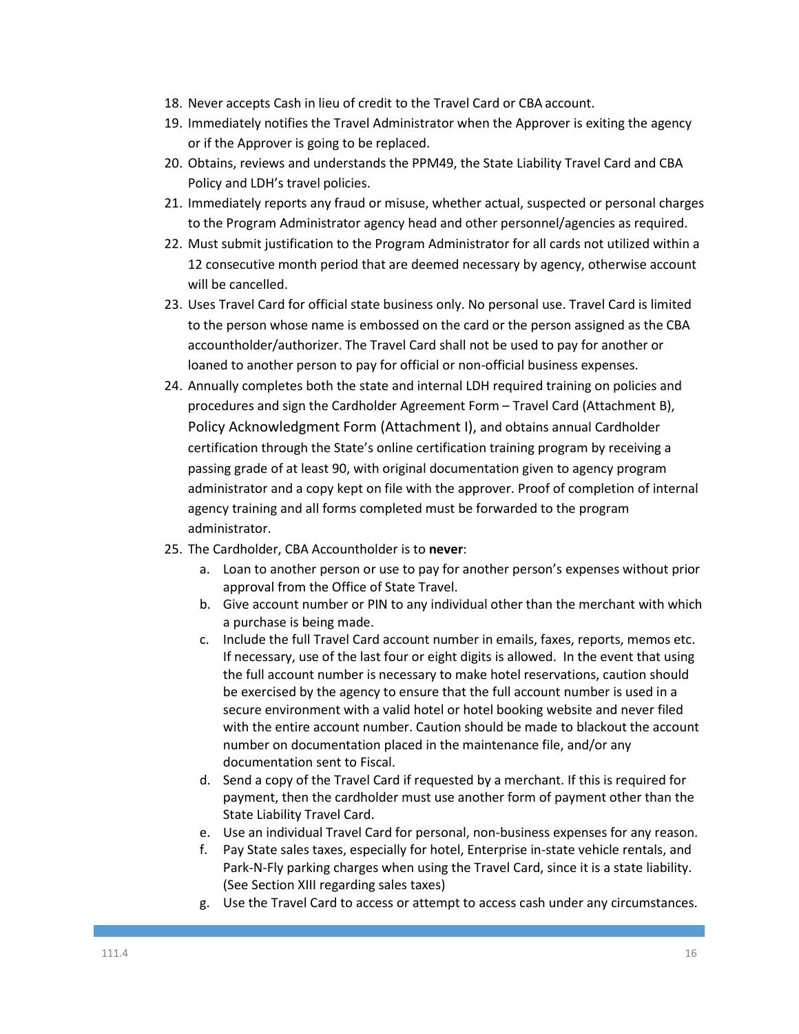18. Never accepts Cash in lieu of credit to the Travel Card or CBA account.
19. Immediately notifies the Travel Administrator when the Approver is exiting the agency or if the Approver is going to be replaced.
20. Obtains, reviews and understands the PPM49, the State Liability Travel Card and CBA Policy and LDH's travel policies.
21. Immediately reports any fraud or misuse, whether actual, suspected or personal charges to the Program Administrator agency head and other personnel/agencies as required.
22. Must submit justification to the Program Administrator for all cards not utilized within a 12 consecutive month period that are deemed necessary by agency, otherwise account will be cancelled.
23. Uses Travel Card for official state business only. No personal use. Travel Card is limited to the person whose name is embossed on the card or the person assigned as the CBA accountholder/authorizer. The Travel Card shall not be used to pay for another or loaned to another person to pay for official or non-official business expenses.
24. Annually completes both the state and internal LDH required training on policies and procedures and sign the Cardholder Agreement Form – Travel Card (Attachment B), Policy Acknowledgment Form (Attachment I), and obtains annual Cardholder certification through the State's online certification training program by receiving a passing grade of at least 90, with original documentation given to agency program administrator and a copy kept on file with the approver. Proof of completion of internal agency training and all forms completed must be forwarded to the program administrator.
25. The Cardholder, CBA Accountholder is to **never**:
    a. Loan to another person or use to pay for another person's expenses without prior approval from the Office of State Travel.
    b. Give account number or PIN to any individual other than the merchant with which a purchase is being made.
    c. Include the full Travel Card account number in emails, faxes, reports, memos etc. If necessary, use of the last four or eight digits is allowed. In the event that using the full account number is necessary to make hotel reservations, caution should be exercised by the agency to ensure that the full account number is used in a secure environment with a valid hotel or hotel booking website and never filed with the entire account number. Caution should be made to blackout the account number on documentation placed in the maintenance file, and/or any documentation sent to Fiscal.
    d. Send a copy of the Travel Card if requested by a merchant. If this is required for payment, then the cardholder must use another form of payment other than the State Liability Travel Card.
    e. Use an individual Travel Card for personal, non-business expenses for any reason.
    f. Pay State sales taxes, especially for hotel, Enterprise in-state vehicle rentals, and Park-N-Fly parking charges when using the Travel Card, since it is a state liability. (See Section XIII regarding sales taxes)
    g. Use the Travel Card to access or attempt to access cash under any circumstances.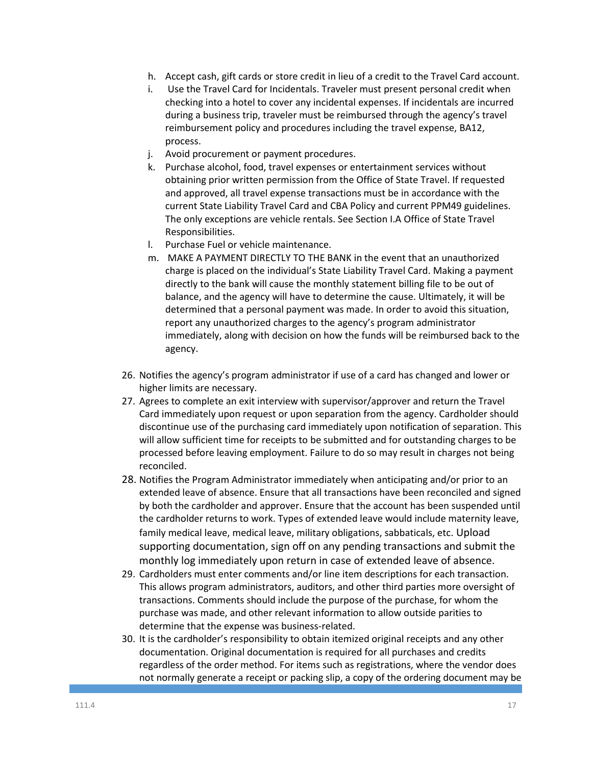h. Accept cash, gift cards or store credit in lieu of a credit to the Travel Card account.
i. Use the Travel Card for Incidentals. Traveler must present personal credit when checking into a hotel to cover any incidental expenses. If incidentals are incurred during a business trip, traveler must be reimbursed through the agency's travel reimbursement policy and procedures including the travel expense, BA12, process.
j. Avoid procurement or payment procedures.
k. Purchase alcohol, food, travel expenses or entertainment services without obtaining prior written permission from the Office of State Travel. If requested and approved, all travel expense transactions must be in accordance with the current State Liability Travel Card and CBA Policy and current PPM49 guidelines. The only exceptions are vehicle rentals. See Section I.A Office of State Travel Responsibilities.
l. Purchase Fuel or vehicle maintenance.
m. MAKE A PAYMENT DIRECTLY TO THE BANK in the event that an unauthorized charge is placed on the individual's State Liability Travel Card. Making a payment directly to the bank will cause the monthly statement billing file to be out of balance, and the agency will have to determine the cause. Ultimately, it will be determined that a personal payment was made. In order to avoid this situation, report any unauthorized charges to the agency's program administrator immediately, along with decision on how the funds will be reimbursed back to the agency.

26. Notifies the agency's program administrator if use of a card has changed and lower or higher limits are necessary.
27. Agrees to complete an exit interview with supervisor/approver and return the Travel Card immediately upon request or upon separation from the agency. Cardholder should discontinue use of the purchasing card immediately upon notification of separation. This will allow sufficient time for receipts to be submitted and for outstanding charges to be processed before leaving employment. Failure to do so may result in charges not being reconciled.
28. Notifies the Program Administrator immediately when anticipating and/or prior to an extended leave of absence. Ensure that all transactions have been reconciled and signed by both the cardholder and approver. Ensure that the account has been suspended until the cardholder returns to work. Types of extended leave would include maternity leave, family medical leave, medical leave, military obligations, sabbaticals, etc. Upload supporting documentation, sign off on any pending transactions and submit the monthly log immediately upon return in case of extended leave of absence.
29. Cardholders must enter comments and/or line item descriptions for each transaction. This allows program administrators, auditors, and other third parties more oversight of transactions. Comments should include the purpose of the purchase, for whom the purchase was made, and other relevant information to allow outside parities to determine that the expense was business-related.
30. It is the cardholder's responsibility to obtain itemized original receipts and any other documentation. Original documentation is required for all purchases and credits regardless of the order method. For items such as registrations, where the vendor does not normally generate a receipt or packing slip, a copy of the ordering document may be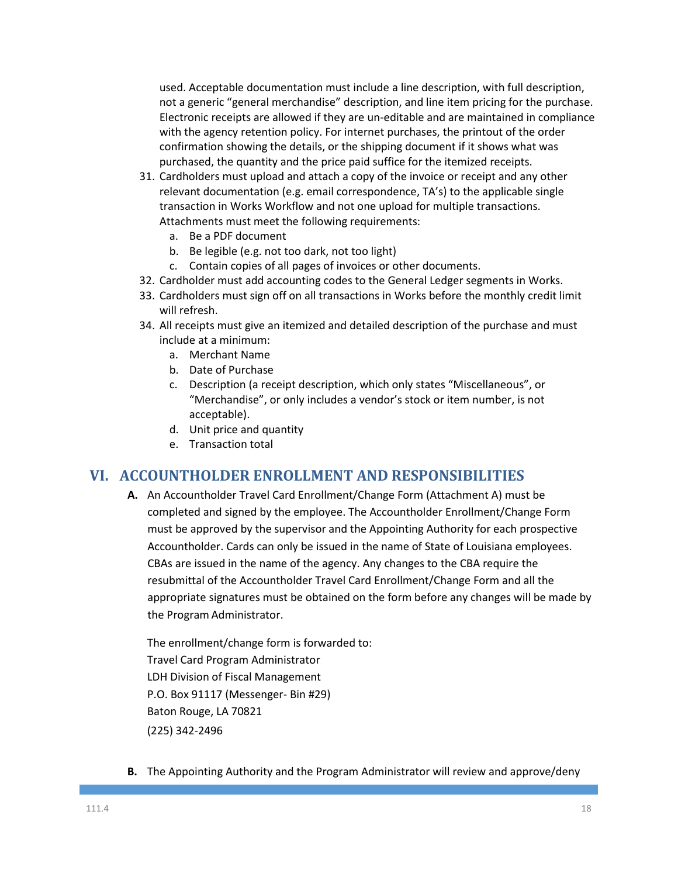used. Acceptable documentation must include a line description, with full description, not a generic "general merchandise" description, and line item pricing for the purchase. Electronic receipts are allowed if they are un-editable and are maintained in compliance with the agency retention policy. For internet purchases, the printout of the order confirmation showing the details, or the shipping document if it shows what was purchased, the quantity and the price paid suffice for the itemized receipts.

31. Cardholders must upload and attach a copy of the invoice or receipt and any other relevant documentation (e.g. email correspondence, TA's) to the applicable single transaction in Works Workflow and not one upload for multiple transactions. Attachments must meet the following requirements:
    a. Be a PDF document
    b. Be legible (e.g. not too dark, not too light)
    c. Contain copies of all pages of invoices or other documents.
32. Cardholder must add accounting codes to the General Ledger segments in Works.
33. Cardholders must sign off on all transactions in Works before the monthly credit limit will refresh.
34. All receipts must give an itemized and detailed description of the purchase and must include at a minimum:
    a. Merchant Name
    b. Date of Purchase
    c. Description (a receipt description, which only states "Miscellaneous", or "Merchandise", or only includes a vendor's stock or item number, is not acceptable).
    d. Unit price and quantity
    e. Transaction total

# VI. ACCOUNTHOLDER ENROLLMENT AND RESPONSIBILITIES

**A.** An Accountholder Travel Card Enrollment/Change Form (Attachment A) must be completed and signed by the employee. The Accountholder Enrollment/Change Form must be approved by the supervisor and the Appointing Authority for each prospective Accountholder. Cards can only be issued in the name of State of Louisiana employees. CBAs are issued in the name of the agency. Any changes to the CBA require the resubmittal of the Accountholder Travel Card Enrollment/Change Form and all the appropriate signatures must be obtained on the form before any changes will be made by the Program Administrator.

The enrollment/change form is forwarded to:
Travel Card Program Administrator
LDH Division of Fiscal Management
P.O. Box 91117 (Messenger- Bin #29)
Baton Rouge, LA 70821
(225) 342-2496

**B.** The Appointing Authority and the Program Administrator will review and approve/deny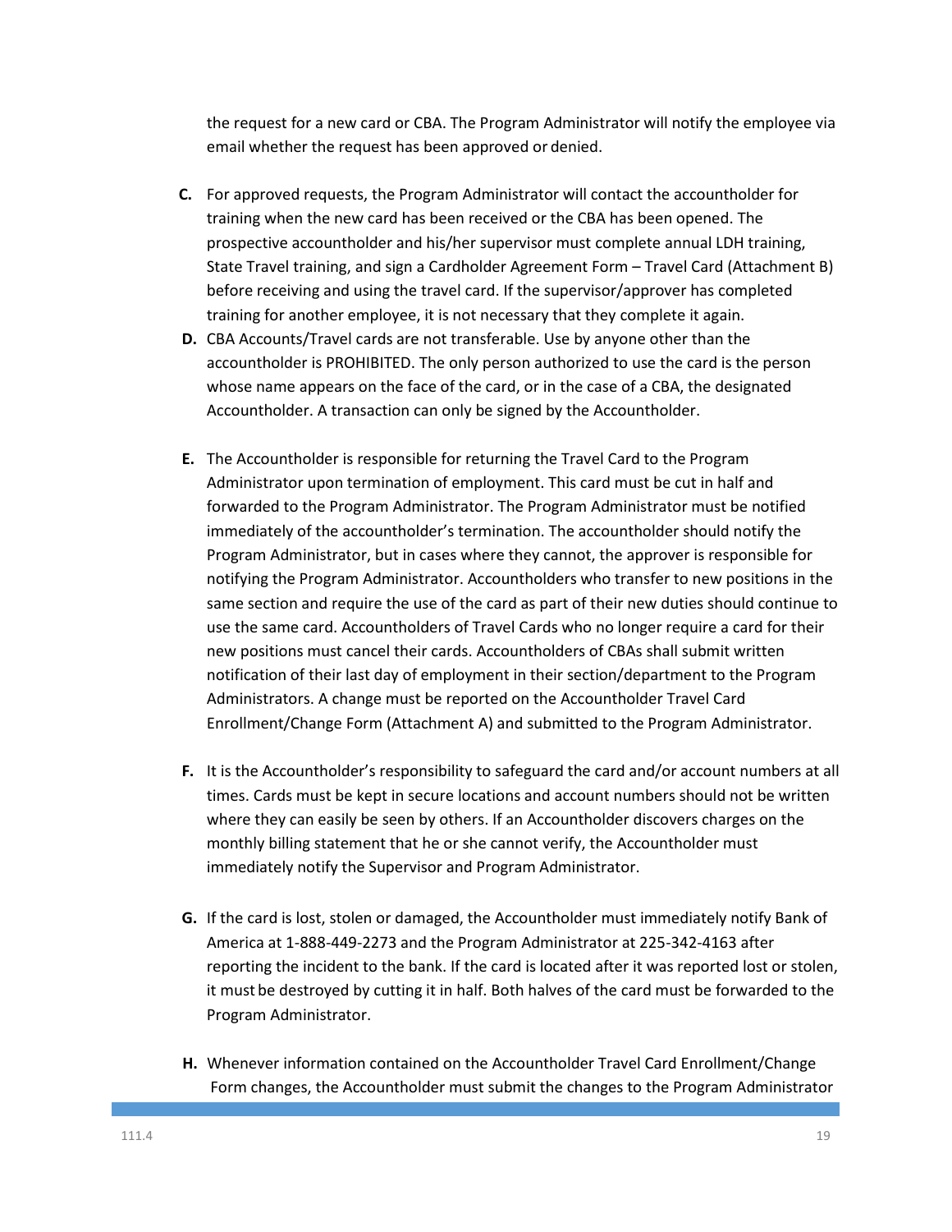the request for a new card or CBA. The Program Administrator will notify the employee via email whether the request has been approved or denied.

**C.** For approved requests, the Program Administrator will contact the accountholder for training when the new card has been received or the CBA has been opened. The prospective accountholder and his/her supervisor must complete annual LDH training, State Travel training, and sign a Cardholder Agreement Form – Travel Card (Attachment B) before receiving and using the travel card. If the supervisor/approver has completed training for another employee, it is not necessary that they complete it again.

**D.** CBA Accounts/Travel cards are not transferable. Use by anyone other than the accountholder is PROHIBITED. The only person authorized to use the card is the person whose name appears on the face of the card, or in the case of a CBA, the designated Accountholder. A transaction can only be signed by the Accountholder.

**E.** The Accountholder is responsible for returning the Travel Card to the Program Administrator upon termination of employment. This card must be cut in half and forwarded to the Program Administrator. The Program Administrator must be notified immediately of the accountholder's termination. The accountholder should notify the Program Administrator, but in cases where they cannot, the approver is responsible for notifying the Program Administrator. Accountholders who transfer to new positions in the same section and require the use of the card as part of their new duties should continue to use the same card. Accountholders of Travel Cards who no longer require a card for their new positions must cancel their cards. Accountholders of CBAs shall submit written notification of their last day of employment in their section/department to the Program Administrators. A change must be reported on the Accountholder Travel Card Enrollment/Change Form (Attachment A) and submitted to the Program Administrator.

**F.** It is the Accountholder's responsibility to safeguard the card and/or account numbers at all times. Cards must be kept in secure locations and account numbers should not be written where they can easily be seen by others. If an Accountholder discovers charges on the monthly billing statement that he or she cannot verify, the Accountholder must immediately notify the Supervisor and Program Administrator.

**G.** If the card is lost, stolen or damaged, the Accountholder must immediately notify Bank of America at 1-888-449-2273 and the Program Administrator at 225-342-4163 after reporting the incident to the bank. If the card is located after it was reported lost or stolen, it must be destroyed by cutting it in half. Both halves of the card must be forwarded to the Program Administrator.

**H.** Whenever information contained on the Accountholder Travel Card Enrollment/Change Form changes, the Accountholder must submit the changes to the Program Administrator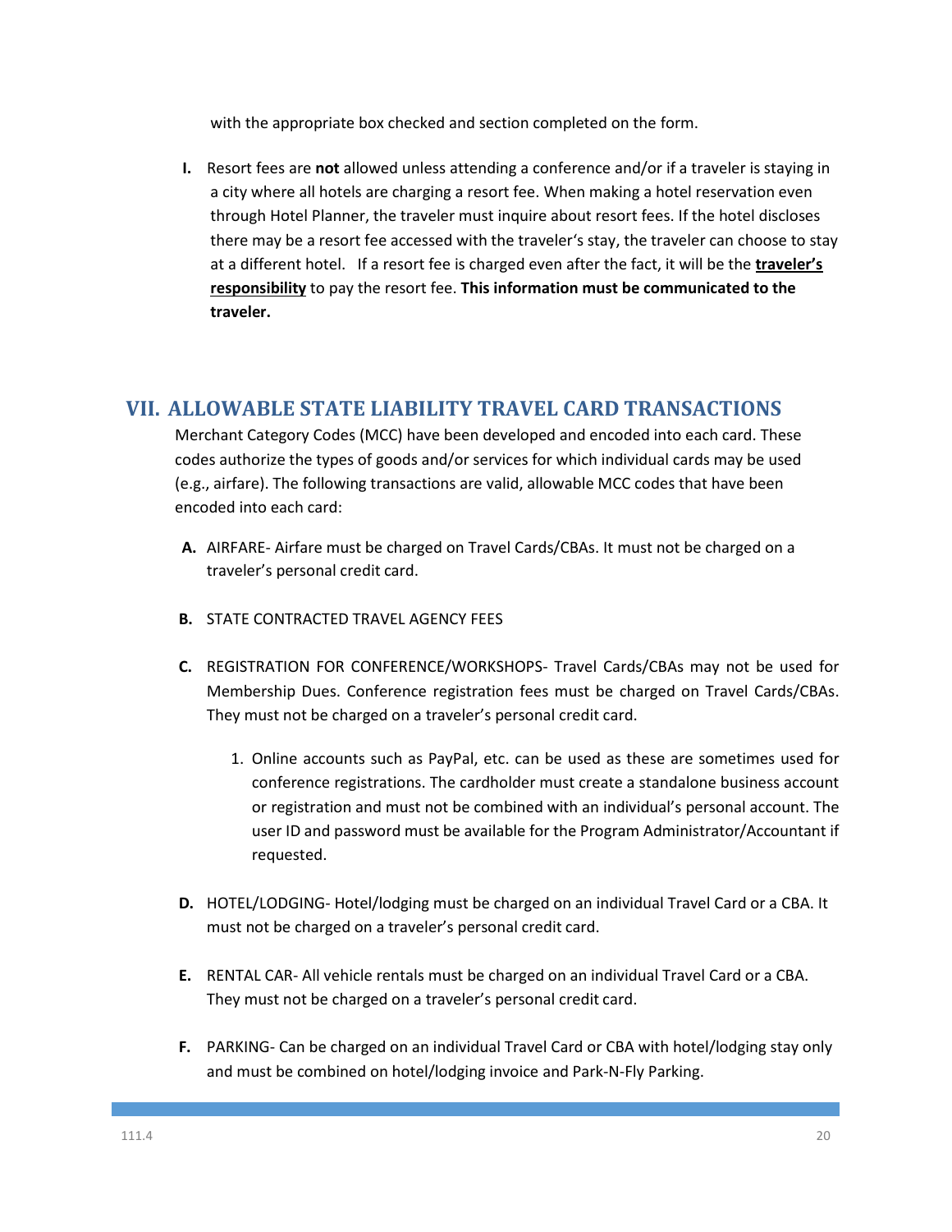with the appropriate box checked and section completed on the form.

**I.** Resort fees are **not** allowed unless attending a conference and/or if a traveler is staying in a city where all hotels are charging a resort fee. When making a hotel reservation even through Hotel Planner, the traveler must inquire about resort fees. If the hotel discloses there may be a resort fee accessed with the traveler's stay, the traveler can choose to stay at a different hotel. If a resort fee is charged even after the fact, it will be the **traveler's responsibility** to pay the resort fee. **This information must be communicated to the traveler.**

## VII. ALLOWABLE STATE LIABILITY TRAVEL CARD TRANSACTIONS

Merchant Category Codes (MCC) have been developed and encoded into each card. These codes authorize the types of goods and/or services for which individual cards may be used (e.g., airfare). The following transactions are valid, allowable MCC codes that have been encoded into each card:

**A.** AIRFARE- Airfare must be charged on Travel Cards/CBAs. It must not be charged on a traveler's personal credit card.

**B.** STATE CONTRACTED TRAVEL AGENCY FEES

**C.** REGISTRATION FOR CONFERENCE/WORKSHOPS- Travel Cards/CBAs may not be used for Membership Dues. Conference registration fees must be charged on Travel Cards/CBAs. They must not be charged on a traveler's personal credit card.

1. Online accounts such as PayPal, etc. can be used as these are sometimes used for conference registrations. The cardholder must create a standalone business account or registration and must not be combined with an individual's personal account. The user ID and password must be available for the Program Administrator/Accountant if requested.

**D.** HOTEL/LODGING- Hotel/lodging must be charged on an individual Travel Card or a CBA. It must not be charged on a traveler's personal credit card.

**E.** RENTAL CAR- All vehicle rentals must be charged on an individual Travel Card or a CBA. They must not be charged on a traveler's personal credit card.

**F.** PARKING- Can be charged on an individual Travel Card or CBA with hotel/lodging stay only and must be combined on hotel/lodging invoice and Park-N-Fly Parking.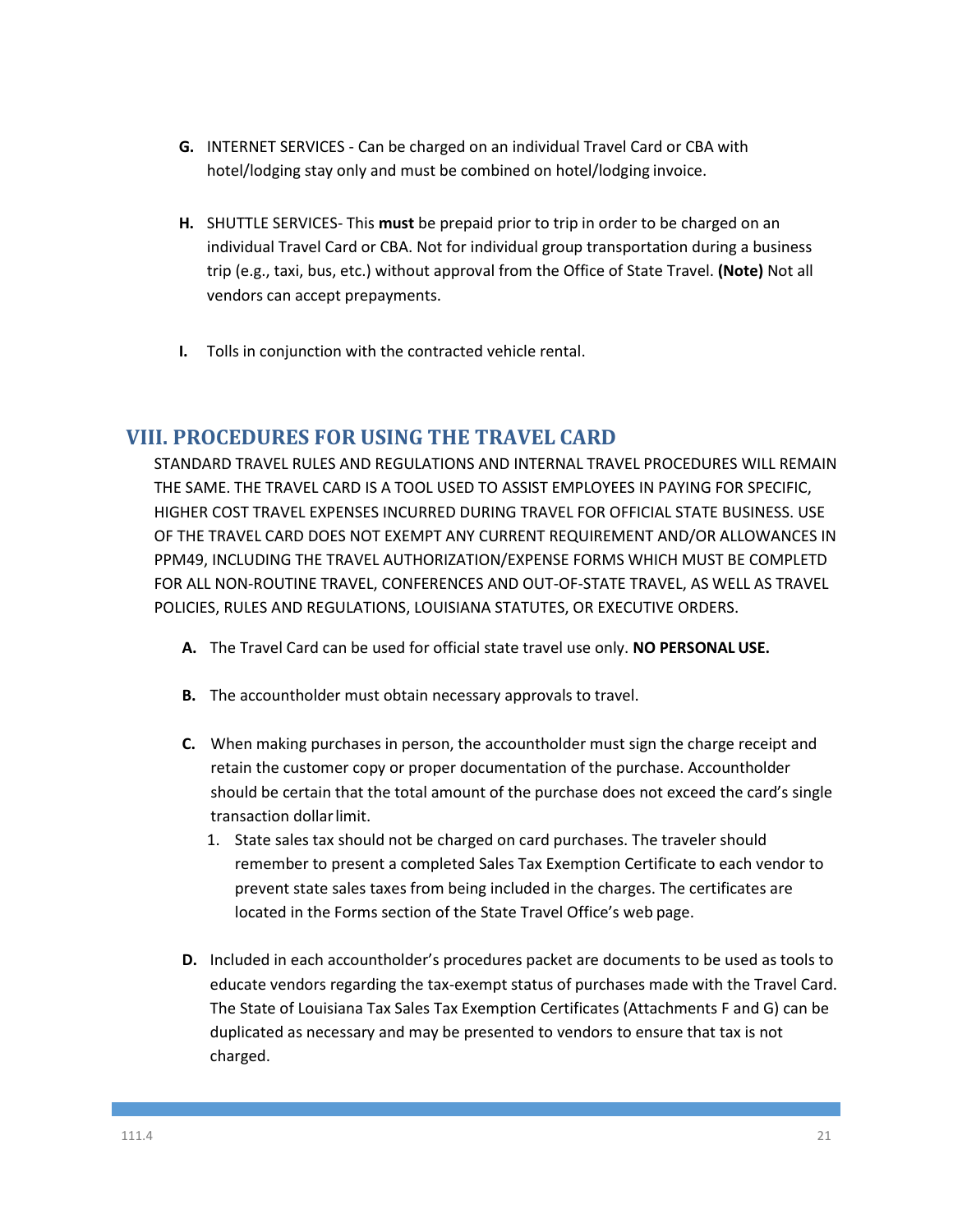**G.** INTERNET SERVICES - Can be charged on an individual Travel Card or CBA with hotel/lodging stay only and must be combined on hotel/lodging invoice.

**H.** SHUTTLE SERVICES- This **must** be prepaid prior to trip in order to be charged on an individual Travel Card or CBA. Not for individual group transportation during a business trip (e.g., taxi, bus, etc.) without approval from the Office of State Travel. **(Note)** Not all vendors can accept prepayments.

**I.** Tolls in conjunction with the contracted vehicle rental.

## VIII. PROCEDURES FOR USING THE TRAVEL CARD

STANDARD TRAVEL RULES AND REGULATIONS AND INTERNAL TRAVEL PROCEDURES WILL REMAIN THE SAME. THE TRAVEL CARD IS A TOOL USED TO ASSIST EMPLOYEES IN PAYING FOR SPECIFIC, HIGHER COST TRAVEL EXPENSES INCURRED DURING TRAVEL FOR OFFICIAL STATE BUSINESS. USE OF THE TRAVEL CARD DOES NOT EXEMPT ANY CURRENT REQUIREMENT AND/OR ALLOWANCES IN PPM49, INCLUDING THE TRAVEL AUTHORIZATION/EXPENSE FORMS WHICH MUST BE COMPLETD FOR ALL NON-ROUTINE TRAVEL, CONFERENCES AND OUT-OF-STATE TRAVEL, AS WELL AS TRAVEL POLICIES, RULES AND REGULATIONS, LOUISIANA STATUTES, OR EXECUTIVE ORDERS.

**A.** The Travel Card can be used for official state travel use only. **NO PERSONAL USE.**

**B.** The accountholder must obtain necessary approvals to travel.

**C.** When making purchases in person, the accountholder must sign the charge receipt and retain the customer copy or proper documentation of the purchase. Accountholder should be certain that the total amount of the purchase does not exceed the card's single transaction dollar limit.

1. State sales tax should not be charged on card purchases. The traveler should remember to present a completed Sales Tax Exemption Certificate to each vendor to prevent state sales taxes from being included in the charges. The certificates are located in the Forms section of the State Travel Office's web page.

**D.** Included in each accountholder's procedures packet are documents to be used as tools to educate vendors regarding the tax-exempt status of purchases made with the Travel Card. The State of Louisiana Tax Sales Tax Exemption Certificates (Attachments F and G) can be duplicated as necessary and may be presented to vendors to ensure that tax is not charged.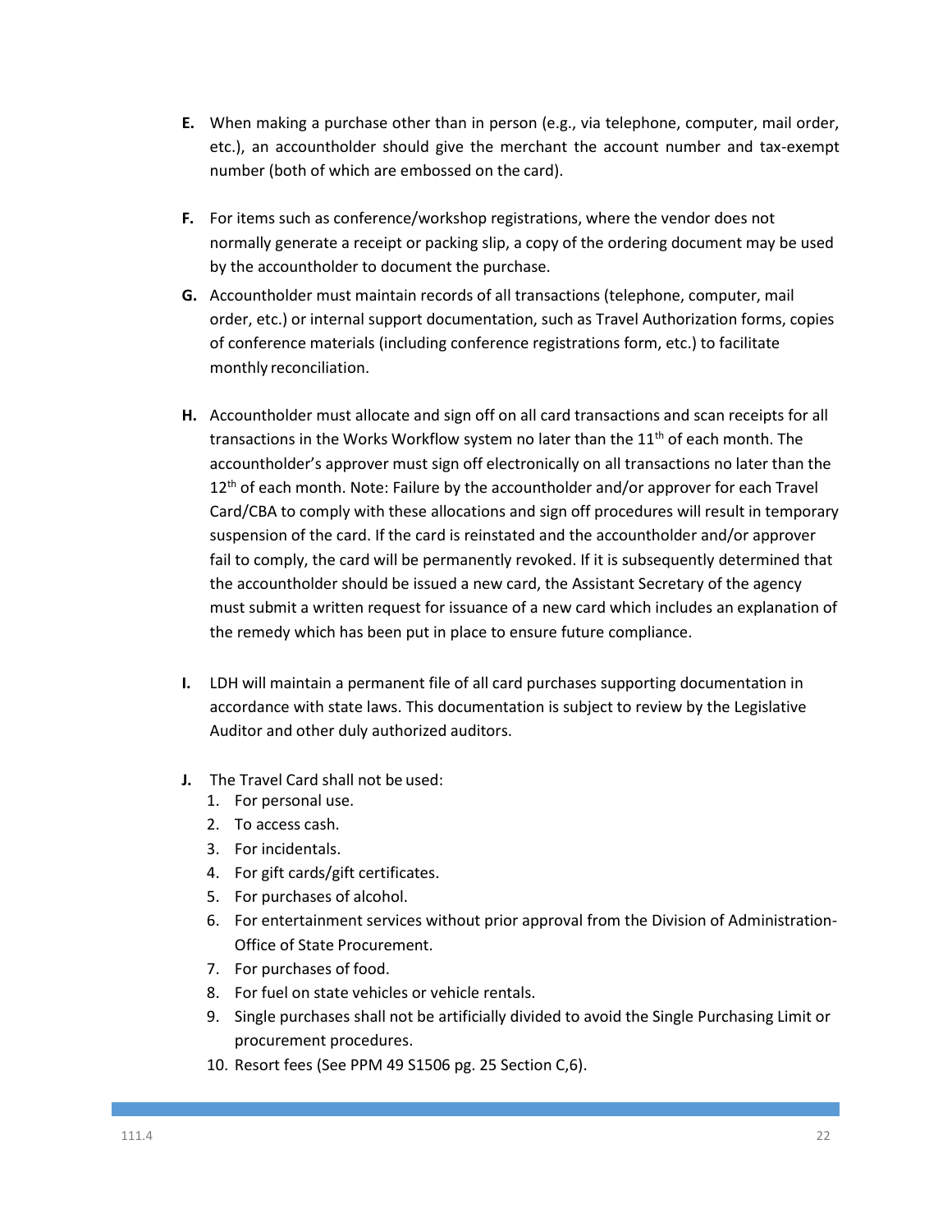**E.** When making a purchase other than in person (e.g., via telephone, computer, mail order, etc.), an accountholder should give the merchant the account number and tax-exempt number (both of which are embossed on the card).

**F.** For items such as conference/workshop registrations, where the vendor does not normally generate a receipt or packing slip, a copy of the ordering document may be used by the accountholder to document the purchase.

**G.** Accountholder must maintain records of all transactions (telephone, computer, mail order, etc.) or internal support documentation, such as Travel Authorization forms, copies of conference materials (including conference registrations form, etc.) to facilitate monthly reconciliation.

**H.** Accountholder must allocate and sign off on all card transactions and scan receipts for all transactions in the Works Workflow system no later than the 11th of each month. The accountholder's approver must sign off electronically on all transactions no later than the 12th of each month. Note: Failure by the accountholder and/or approver for each Travel Card/CBA to comply with these allocations and sign off procedures will result in temporary suspension of the card. If the card is reinstated and the accountholder and/or approver fail to comply, the card will be permanently revoked. If it is subsequently determined that the accountholder should be issued a new card, the Assistant Secretary of the agency must submit a written request for issuance of a new card which includes an explanation of the remedy which has been put in place to ensure future compliance.

**I.** LDH will maintain a permanent file of all card purchases supporting documentation in accordance with state laws. This documentation is subject to review by the Legislative Auditor and other duly authorized auditors.

**J.** The Travel Card shall not be used:

1. For personal use.
2. To access cash.
3. For incidentals.
4. For gift cards/gift certificates.
5. For purchases of alcohol.
6. For entertainment services without prior approval from the Division of Administration-Office of State Procurement.
7. For purchases of food.
8. For fuel on state vehicles or vehicle rentals.
9. Single purchases shall not be artificially divided to avoid the Single Purchasing Limit or procurement procedures.
10. Resort fees (See PPM 49 S1506 pg. 25 Section C,6).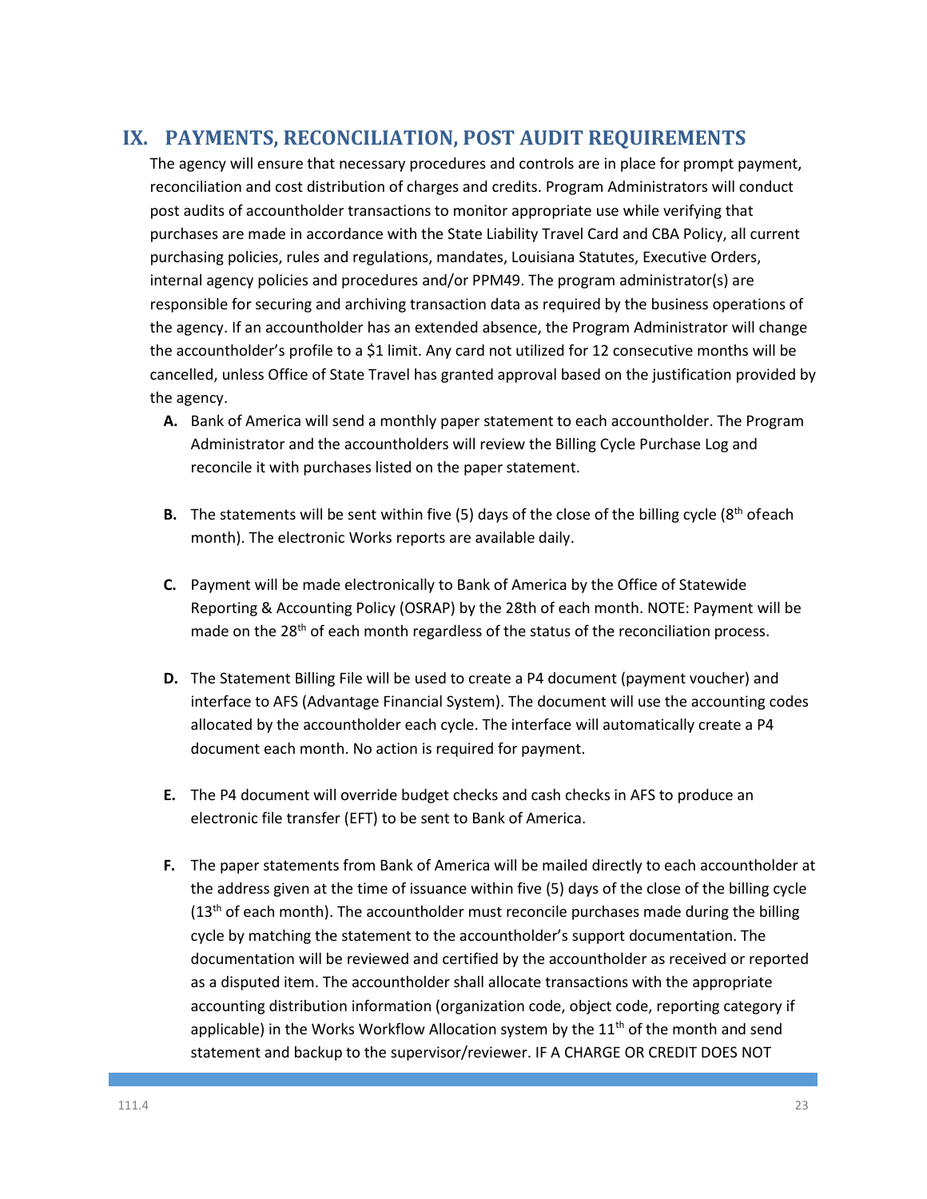## IX. PAYMENTS, RECONCILIATION, POST AUDIT REQUIREMENTS

The agency will ensure that necessary procedures and controls are in place for prompt payment, reconciliation and cost distribution of charges and credits. Program Administrators will conduct post audits of accountholder transactions to monitor appropriate use while verifying that purchases are made in accordance with the State Liability Travel Card and CBA Policy, all current purchasing policies, rules and regulations, mandates, Louisiana Statutes, Executive Orders, internal agency policies and procedures and/or PPM49. The program administrator(s) are responsible for securing and archiving transaction data as required by the business operations of the agency. If an accountholder has an extended absence, the Program Administrator will change the accountholder's profile to a $1 limit. Any card not utilized for 12 consecutive months will be cancelled, unless Office of State Travel has granted approval based on the justification provided by the agency.

**A.** Bank of America will send a monthly paper statement to each accountholder. The Program Administrator and the accountholders will review the Billing Cycle Purchase Log and reconcile it with purchases listed on the paper statement.

**B.** The statements will be sent within five (5) days of the close of the billing cycle (8th ofeach month). The electronic Works reports are available daily.

**C.** Payment will be made electronically to Bank of America by the Office of Statewide Reporting & Accounting Policy (OSRAP) by the 28th of each month. NOTE: Payment will be made on the 28th of each month regardless of the status of the reconciliation process.

**D.** The Statement Billing File will be used to create a P4 document (payment voucher) and interface to AFS (Advantage Financial System). The document will use the accounting codes allocated by the accountholder each cycle. The interface will automatically create a P4 document each month. No action is required for payment.

**E.** The P4 document will override budget checks and cash checks in AFS to produce an electronic file transfer (EFT) to be sent to Bank of America.

**F.** The paper statements from Bank of America will be mailed directly to each accountholder at the address given at the time of issuance within five (5) days of the close of the billing cycle (13th of each month). The accountholder must reconcile purchases made during the billing cycle by matching the statement to the accountholder's support documentation. The documentation will be reviewed and certified by the accountholder as received or reported as a disputed item. The accountholder shall allocate transactions with the appropriate accounting distribution information (organization code, object code, reporting category if applicable) in the Works Workflow Allocation system by the 11th of the month and send statement and backup to the supervisor/reviewer. IF A CHARGE OR CREDIT DOES NOT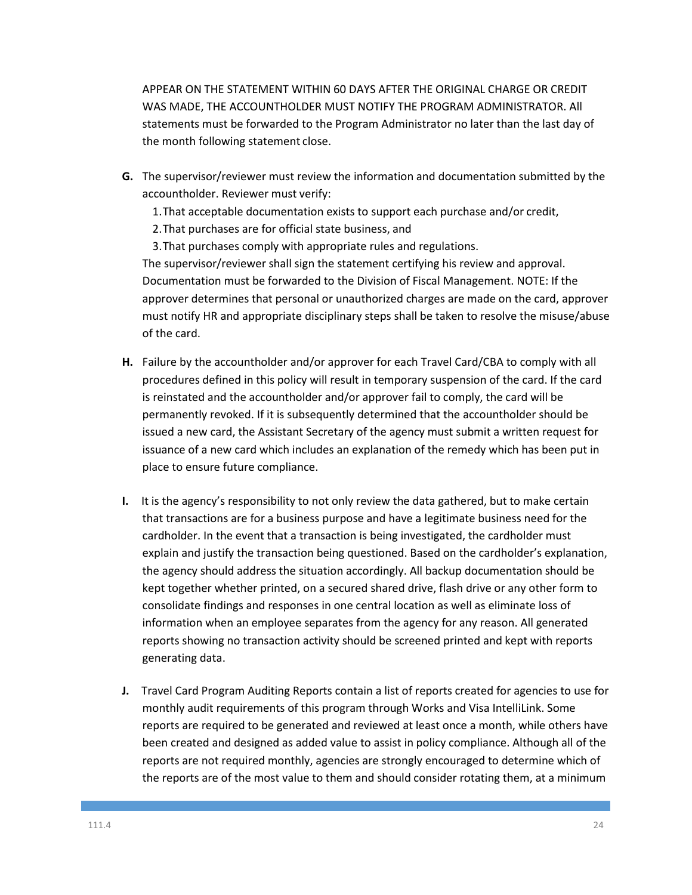APPEAR ON THE STATEMENT WITHIN 60 DAYS AFTER THE ORIGINAL CHARGE OR CREDIT WAS MADE, THE ACCOUNTHOLDER MUST NOTIFY THE PROGRAM ADMINISTRATOR. All statements must be forwarded to the Program Administrator no later than the last day of the month following statement close.

**G.** The supervisor/reviewer must review the information and documentation submitted by the accountholder. Reviewer must verify:

1. That acceptable documentation exists to support each purchase and/or credit,
2. That purchases are for official state business, and
3. That purchases comply with appropriate rules and regulations.

The supervisor/reviewer shall sign the statement certifying his review and approval. Documentation must be forwarded to the Division of Fiscal Management. NOTE: If the approver determines that personal or unauthorized charges are made on the card, approver must notify HR and appropriate disciplinary steps shall be taken to resolve the misuse/abuse of the card.

**H.** Failure by the accountholder and/or approver for each Travel Card/CBA to comply with all procedures defined in this policy will result in temporary suspension of the card. If the card is reinstated and the accountholder and/or approver fail to comply, the card will be permanently revoked. If it is subsequently determined that the accountholder should be issued a new card, the Assistant Secretary of the agency must submit a written request for issuance of a new card which includes an explanation of the remedy which has been put in place to ensure future compliance.

**I.** It is the agency's responsibility to not only review the data gathered, but to make certain that transactions are for a business purpose and have a legitimate business need for the cardholder. In the event that a transaction is being investigated, the cardholder must explain and justify the transaction being questioned. Based on the cardholder's explanation, the agency should address the situation accordingly. All backup documentation should be kept together whether printed, on a secured shared drive, flash drive or any other form to consolidate findings and responses in one central location as well as eliminate loss of information when an employee separates from the agency for any reason. All generated reports showing no transaction activity should be screened printed and kept with reports generating data.

**J.** Travel Card Program Auditing Reports contain a list of reports created for agencies to use for monthly audit requirements of this program through Works and Visa IntelliLink. Some reports are required to be generated and reviewed at least once a month, while others have been created and designed as added value to assist in policy compliance. Although all of the reports are not required monthly, agencies are strongly encouraged to determine which of the reports are of the most value to them and should consider rotating them, at a minimum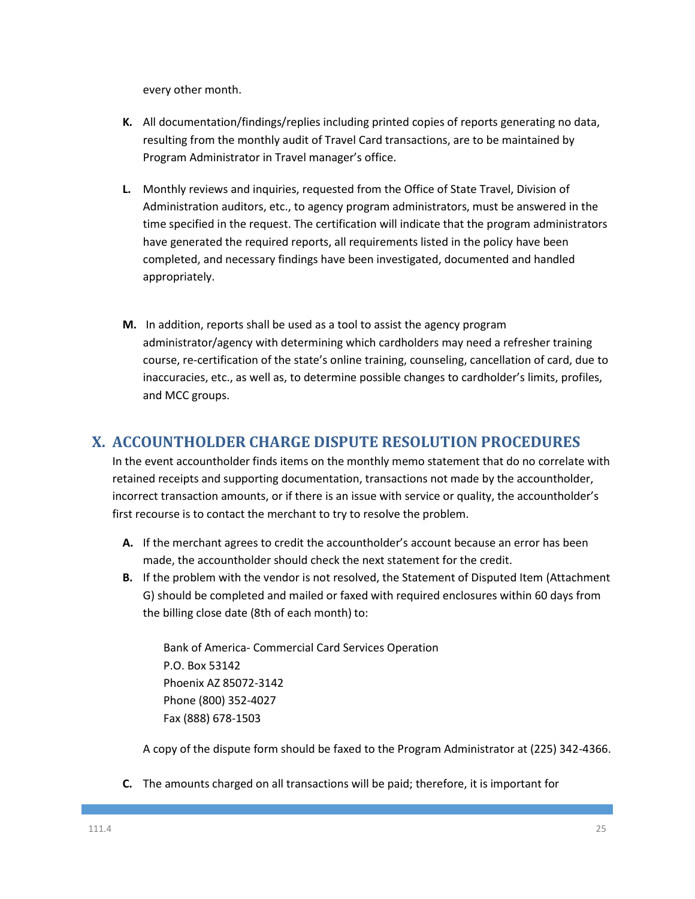every other month.

**K.** All documentation/findings/replies including printed copies of reports generating no data, resulting from the monthly audit of Travel Card transactions, are to be maintained by Program Administrator in Travel manager's office.

**L.** Monthly reviews and inquiries, requested from the Office of State Travel, Division of Administration auditors, etc., to agency program administrators, must be answered in the time specified in the request. The certification will indicate that the program administrators have generated the required reports, all requirements listed in the policy have been completed, and necessary findings have been investigated, documented and handled appropriately.

**M.** In addition, reports shall be used as a tool to assist the agency program administrator/agency with determining which cardholders may need a refresher training course, re-certification of the state's online training, counseling, cancellation of card, due to inaccuracies, etc., as well as, to determine possible changes to cardholder's limits, profiles, and MCC groups.

## X. ACCOUNTHOLDER CHARGE DISPUTE RESOLUTION PROCEDURES

In the event accountholder finds items on the monthly memo statement that do no correlate with retained receipts and supporting documentation, transactions not made by the accountholder, incorrect transaction amounts, or if there is an issue with service or quality, the accountholder's first recourse is to contact the merchant to try to resolve the problem.

**A.** If the merchant agrees to credit the accountholder's account because an error has been made, the accountholder should check the next statement for the credit.

**B.** If the problem with the vendor is not resolved, the Statement of Disputed Item (Attachment G) should be completed and mailed or faxed with required enclosures within 60 days from the billing close date (8th of each month) to:

Bank of America- Commercial Card Services Operation
P.O. Box 53142
Phoenix AZ 85072-3142
Phone (800) 352-4027
Fax (888) 678-1503

A copy of the dispute form should be faxed to the Program Administrator at (225) 342-4366.

**C.** The amounts charged on all transactions will be paid; therefore, it is important for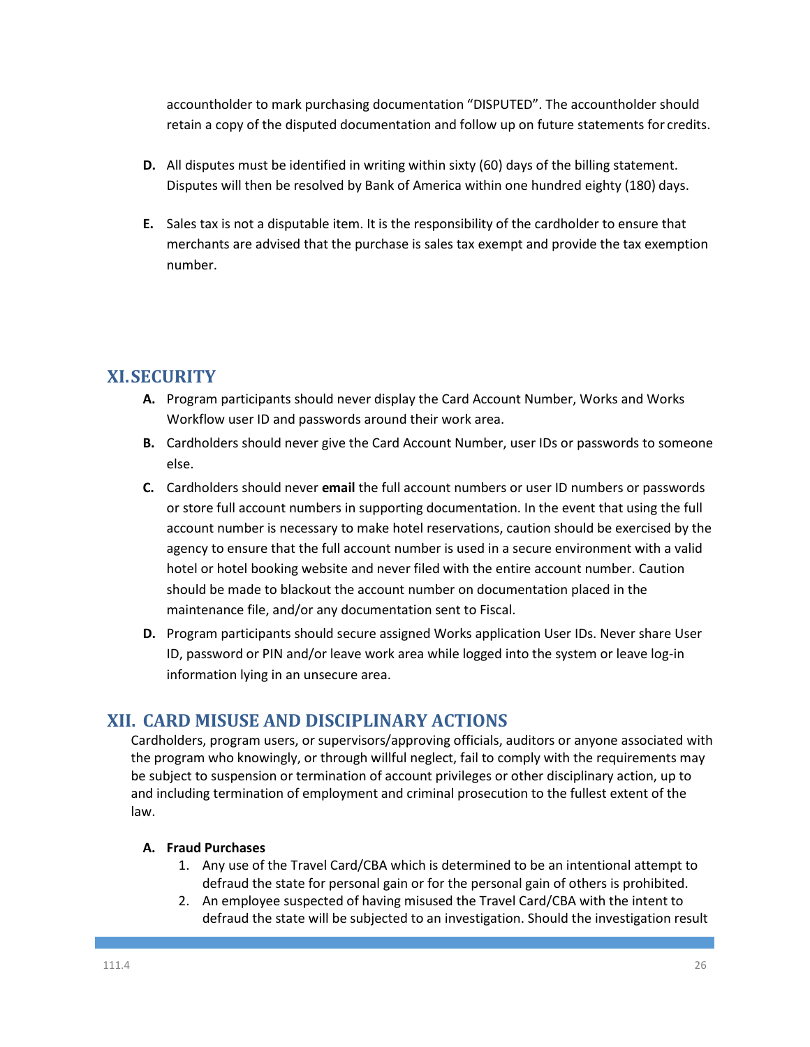accountholder to mark purchasing documentation "DISPUTED". The accountholder should retain a copy of the disputed documentation and follow up on future statements for credits.

**D.** All disputes must be identified in writing within sixty (60) days of the billing statement. Disputes will then be resolved by Bank of America within one hundred eighty (180) days.

**E.** Sales tax is not a disputable item. It is the responsibility of the cardholder to ensure that merchants are advised that the purchase is sales tax exempt and provide the tax exemption number.

## XI. SECURITY

**A.** Program participants should never display the Card Account Number, Works and Works Workflow user ID and passwords around their work area.

**B.** Cardholders should never give the Card Account Number, user IDs or passwords to someone else.

**C.** Cardholders should never **email** the full account numbers or user ID numbers or passwords or store full account numbers in supporting documentation. In the event that using the full account number is necessary to make hotel reservations, caution should be exercised by the agency to ensure that the full account number is used in a secure environment with a valid hotel or hotel booking website and never filed with the entire account number. Caution should be made to blackout the account number on documentation placed in the maintenance file, and/or any documentation sent to Fiscal.

**D.** Program participants should secure assigned Works application User IDs. Never share User ID, password or PIN and/or leave work area while logged into the system or leave log-in information lying in an unsecure area.

## XII. CARD MISUSE AND DISCIPLINARY ACTIONS

Cardholders, program users, or supervisors/approving officials, auditors or anyone associated with the program who knowingly, or through willful neglect, fail to comply with the requirements may be subject to suspension or termination of account privileges or other disciplinary action, up to and including termination of employment and criminal prosecution to the fullest extent of the law.

**A. Fraud Purchases**

1. Any use of the Travel Card/CBA which is determined to be an intentional attempt to defraud the state for personal gain or for the personal gain of others is prohibited.
2. An employee suspected of having misused the Travel Card/CBA with the intent to defraud the state will be subjected to an investigation. Should the investigation result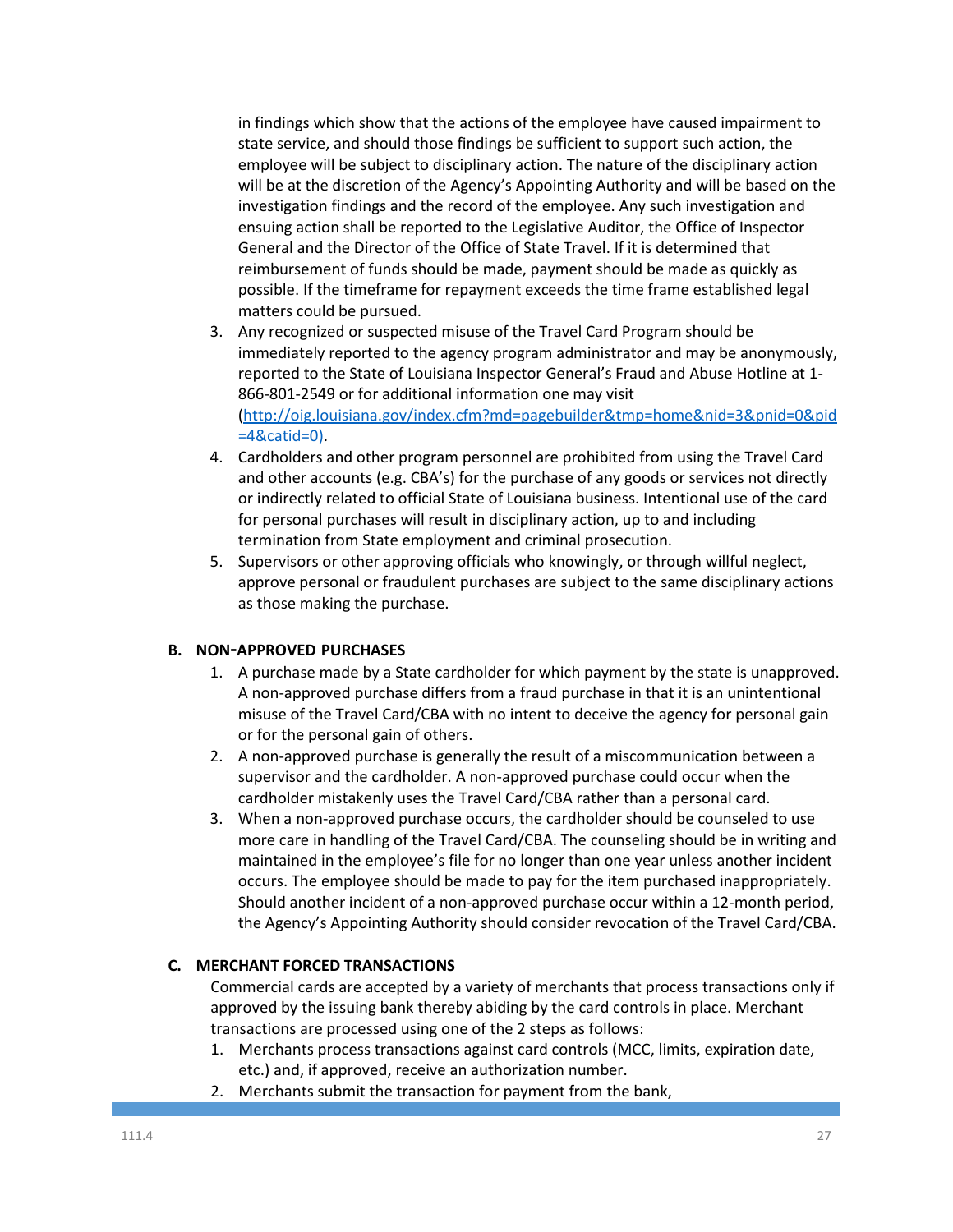in findings which show that the actions of the employee have caused impairment to state service, and should those findings be sufficient to support such action, the employee will be subject to disciplinary action. The nature of the disciplinary action will be at the discretion of the Agency's Appointing Authority and will be based on the investigation findings and the record of the employee. Any such investigation and ensuing action shall be reported to the Legislative Auditor, the Office of Inspector General and the Director of the Office of State Travel. If it is determined that reimbursement of funds should be made, payment should be made as quickly as possible. If the timeframe for repayment exceeds the time frame established legal matters could be pursued.

3. Any recognized or suspected misuse of the Travel Card Program should be immediately reported to the agency program administrator and may be anonymously, reported to the State of Louisiana Inspector General's Fraud and Abuse Hotline at 1-866-801-2549 or for additional information one may visit (http://oig.louisiana.gov/index.cfm?md=pagebuilder&tmp=home&nid=3&pnid=0&pid=4&catid=0).
4. Cardholders and other program personnel are prohibited from using the Travel Card and other accounts (e.g. CBA's) for the purchase of any goods or services not directly or indirectly related to official State of Louisiana business. Intentional use of the card for personal purchases will result in disciplinary action, up to and including termination from State employment and criminal prosecution.
5. Supervisors or other approving officials who knowingly, or through willful neglect, approve personal or fraudulent purchases are subject to the same disciplinary actions as those making the purchase.

### B. NON-APPROVED PURCHASES

1. A purchase made by a State cardholder for which payment by the state is unapproved. A non-approved purchase differs from a fraud purchase in that it is an unintentional misuse of the Travel Card/CBA with no intent to deceive the agency for personal gain or for the personal gain of others.
2. A non-approved purchase is generally the result of a miscommunication between a supervisor and the cardholder. A non-approved purchase could occur when the cardholder mistakenly uses the Travel Card/CBA rather than a personal card.
3. When a non-approved purchase occurs, the cardholder should be counseled to use more care in handling of the Travel Card/CBA. The counseling should be in writing and maintained in the employee's file for no longer than one year unless another incident occurs. The employee should be made to pay for the item purchased inappropriately. Should another incident of a non-approved purchase occur within a 12-month period, the Agency's Appointing Authority should consider revocation of the Travel Card/CBA.

### C. MERCHANT FORCED TRANSACTIONS

Commercial cards are accepted by a variety of merchants that process transactions only if approved by the issuing bank thereby abiding by the card controls in place. Merchant transactions are processed using one of the 2 steps as follows:

1. Merchants process transactions against card controls (MCC, limits, expiration date, etc.) and, if approved, receive an authorization number.
2. Merchants submit the transaction for payment from the bank,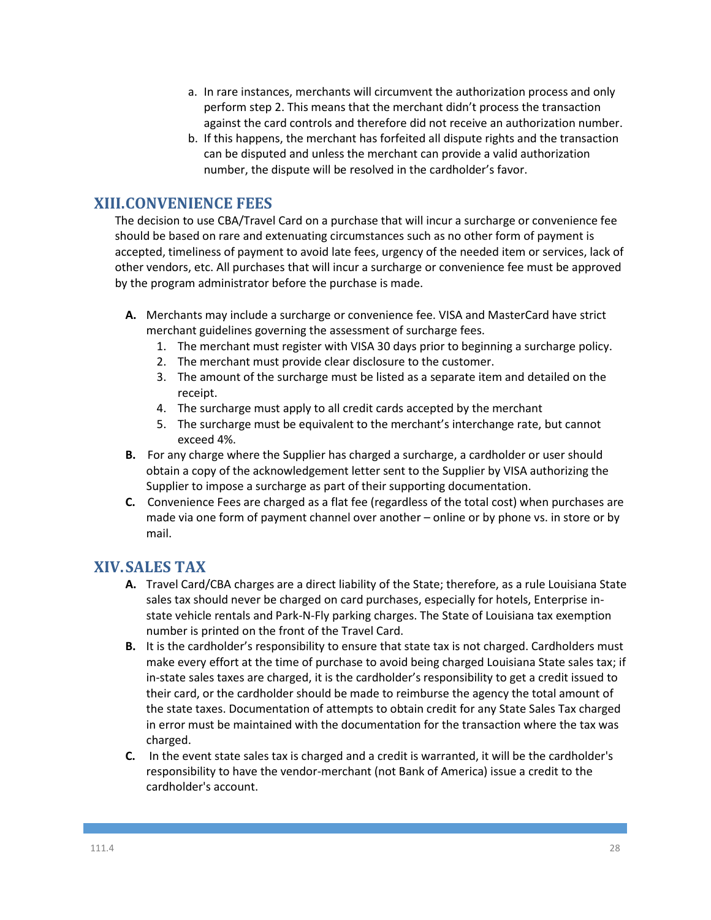a. In rare instances, merchants will circumvent the authorization process and only perform step 2. This means that the merchant didn't process the transaction against the card controls and therefore did not receive an authorization number.
b. If this happens, the merchant has forfeited all dispute rights and the transaction can be disputed and unless the merchant can provide a valid authorization number, the dispute will be resolved in the cardholder's favor.

## XIII. CONVENIENCE FEES

The decision to use CBA/Travel Card on a purchase that will incur a surcharge or convenience fee should be based on rare and extenuating circumstances such as no other form of payment is accepted, timeliness of payment to avoid late fees, urgency of the needed item or services, lack of other vendors, etc. All purchases that will incur a surcharge or convenience fee must be approved by the program administrator before the purchase is made.

**A.** Merchants may include a surcharge or convenience fee. VISA and MasterCard have strict merchant guidelines governing the assessment of surcharge fees.
   1. The merchant must register with VISA 30 days prior to beginning a surcharge policy.
   2. The merchant must provide clear disclosure to the customer.
   3. The amount of the surcharge must be listed as a separate item and detailed on the receipt.
   4. The surcharge must apply to all credit cards accepted by the merchant
   5. The surcharge must be equivalent to the merchant's interchange rate, but cannot exceed 4%.

**B.** For any charge where the Supplier has charged a surcharge, a cardholder or user should obtain a copy of the acknowledgement letter sent to the Supplier by VISA authorizing the Supplier to impose a surcharge as part of their supporting documentation.

**C.** Convenience Fees are charged as a flat fee (regardless of the total cost) when purchases are made via one form of payment channel over another – online or by phone vs. in store or by mail.

## XIV. SALES TAX

**A.** Travel Card/CBA charges are a direct liability of the State; therefore, as a rule Louisiana State sales tax should never be charged on card purchases, especially for hotels, Enterprise in-state vehicle rentals and Park-N-Fly parking charges. The State of Louisiana tax exemption number is printed on the front of the Travel Card.

**B.** It is the cardholder's responsibility to ensure that state tax is not charged. Cardholders must make every effort at the time of purchase to avoid being charged Louisiana State sales tax; if in-state sales taxes are charged, it is the cardholder's responsibility to get a credit issued to their card, or the cardholder should be made to reimburse the agency the total amount of the state taxes. Documentation of attempts to obtain credit for any State Sales Tax charged in error must be maintained with the documentation for the transaction where the tax was charged.

**C.** In the event state sales tax is charged and a credit is warranted, it will be the cardholder's responsibility to have the vendor-merchant (not Bank of America) issue a credit to the cardholder's account.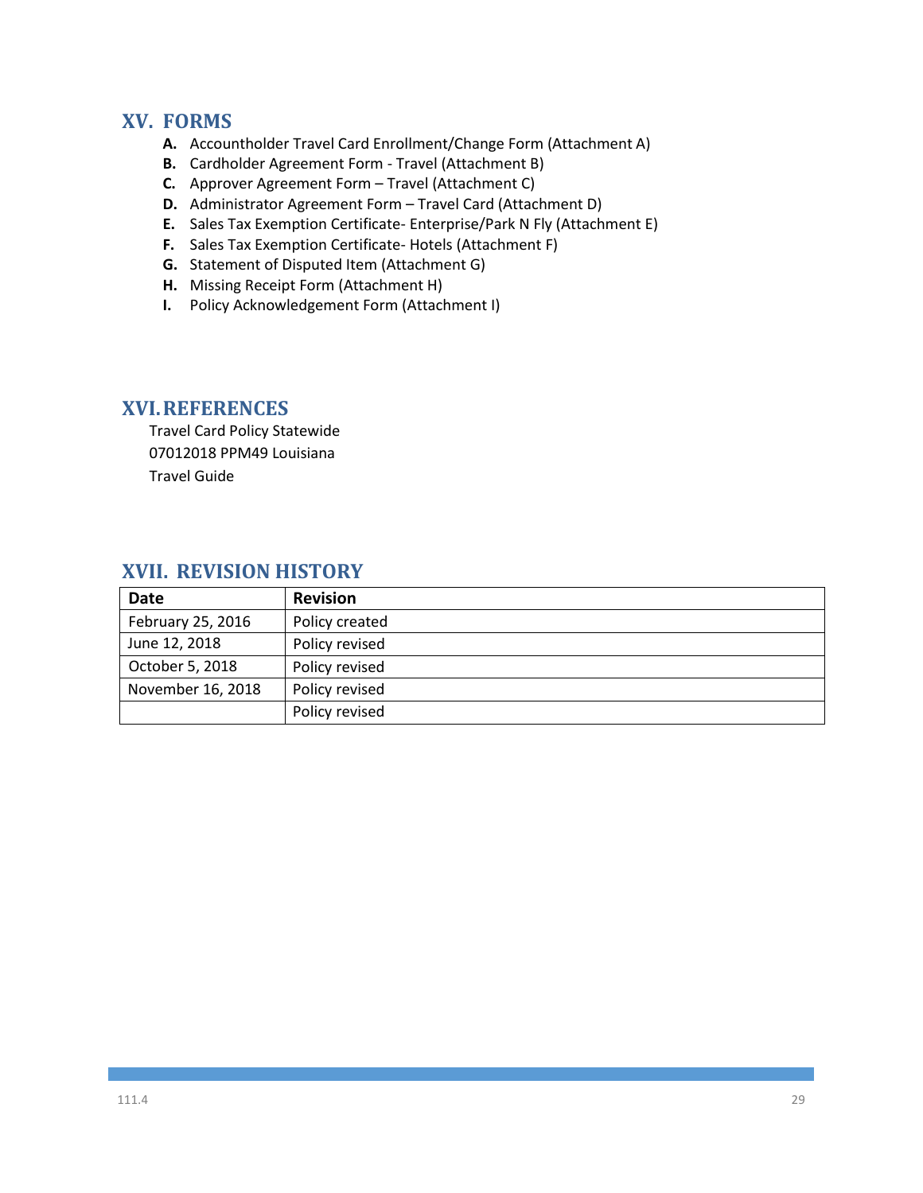## XV. FORMS

- **A.** Accountholder Travel Card Enrollment/Change Form (Attachment A)
- **B.** Cardholder Agreement Form - Travel (Attachment B)
- **C.** Approver Agreement Form – Travel (Attachment C)
- **D.** Administrator Agreement Form – Travel Card (Attachment D)
- **E.** Sales Tax Exemption Certificate- Enterprise/Park N Fly (Attachment E)
- **F.** Sales Tax Exemption Certificate- Hotels (Attachment F)
- **G.** Statement of Disputed Item (Attachment G)
- **H.** Missing Receipt Form (Attachment H)
- **I.** Policy Acknowledgement Form (Attachment I)

## XVI. REFERENCES

Travel Card Policy Statewide
07012018 PPM49 Louisiana
Travel Guide

## XVII. REVISION HISTORY

| Date | Revision |
| --- | --- |
| February 25, 2016 | Policy created |
| June 12, 2018 | Policy revised |
| October 5, 2018 | Policy revised |
| November 16, 2018 | Policy revised |
| | Policy revised |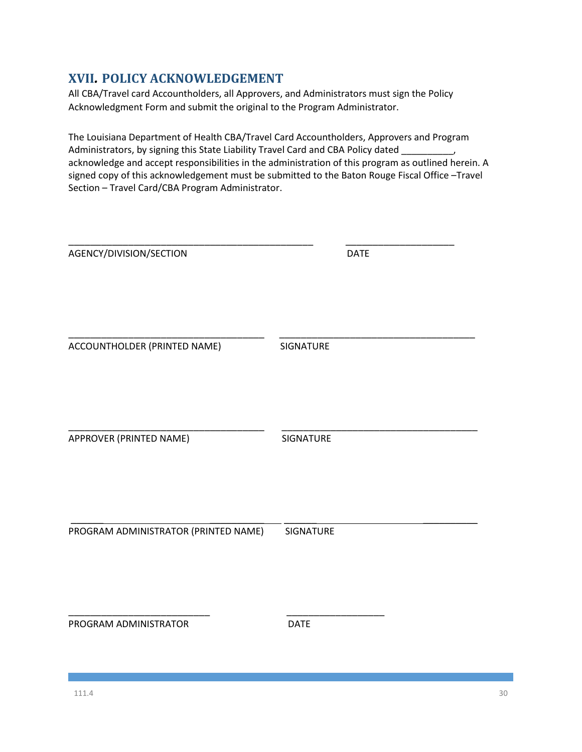## XVII. POLICY ACKNOWLEDGEMENT

All CBA/Travel card Accountholders, all Approvers, and Administrators must sign the Policy Acknowledgment Form and submit the original to the Program Administrator.

The Louisiana Department of Health CBA/Travel Card Accountholders, Approvers and Program Administrators, by signing this State Liability Travel Card and CBA Policy dated __________, acknowledge and accept responsibilities in the administration of this program as outlined herein. A signed copy of this acknowledgement must be submitted to the Baton Rouge Fiscal Office –Travel Section – Travel Card/CBA Program Administrator.

_______________________________________________ ____________________

AGENCY/DIVISION/SECTION DATE

_____________________________________ _____________________________________

ACCOUNTHOLDER (PRINTED NAME) SIGNATURE

_____________________________________ _____________________________________

APPROVER (PRINTED NAME) SIGNATURE

_____________________________________ _____________________________________

PROGRAM ADMINISTRATOR (PRINTED NAME) SIGNATURE

___________________________ __________________

PROGRAM ADMINISTRATOR DATE

111.4